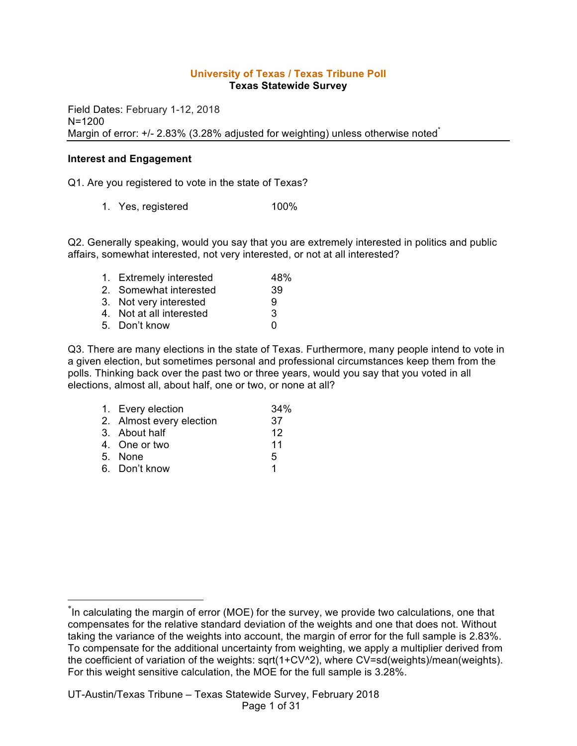# University of Texas / Texas Tribune Poll
## Texas Statewide Survey

Field Dates: February 1-12, 2018
N=1200
Margin of error: +/- 2.83% (3.28% adjusted for weighting) unless otherwise noted[*]

### Interest and Engagement

Q1. Are you registered to vote in the state of Texas?

1. Yes, registered 100%

Q2. Generally speaking, would you say that you are extremely interested in politics and public affairs, somewhat interested, not very interested, or not at all interested?

1. Extremely interested 48%
2. Somewhat interested 39
3. Not very interested 9
4. Not at all interested 3
5. Don't know 0

Q3. There are many elections in the state of Texas. Furthermore, many people intend to vote in a given election, but sometimes personal and professional circumstances keep them from the polls. Thinking back over the past two or three years, would you say that you voted in all elections, almost all, about half, one or two, or none at all?

1. Every election 34%
2. Almost every election 37
3. About half 12
4. One or two 11
5. None 5
6. Don't know 1

---

[*]In calculating the margin of error (MOE) for the survey, we provide two calculations, one that compensates for the relative standard deviation of the weights and one that does not. Without taking the variance of the weights into account, the margin of error for the full sample is 2.83%. To compensate for the additional uncertainty from weighting, we apply a multiplier derived from the coefficient of variation of the weights: sqrt(1+CV^2), where CV=sd(weights)/mean(weights). For this weight sensitive calculation, the MOE for the full sample is 3.28%.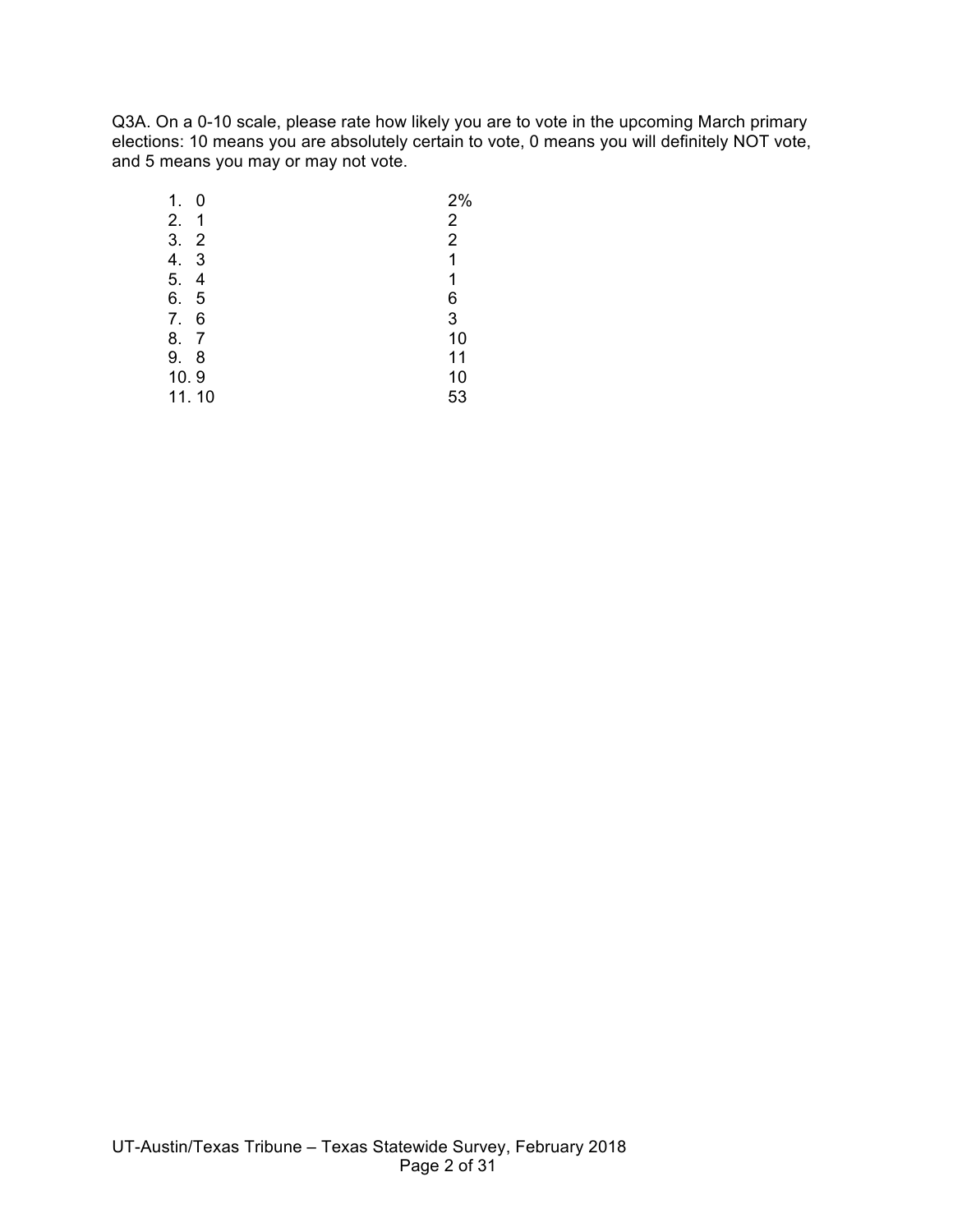Q3A. On a 0-10 scale, please rate how likely you are to vote in the upcoming March primary elections: 10 means you are absolutely certain to vote, 0 means you will definitely NOT vote, and 5 means you may or may not vote.

| | |
|---|---|
| 1. 0 | 2% |
| 2. 1 | 2 |
| 3. 2 | 2 |
| 4. 3 | 1 |
| 5. 4 | 1 |
| 6. 5 | 6 |
| 7. 6 | 3 |
| 8. 7 | 10 |
| 9. 8 | 11 |
| 10. 9 | 10 |
| 11. 10 | 53 |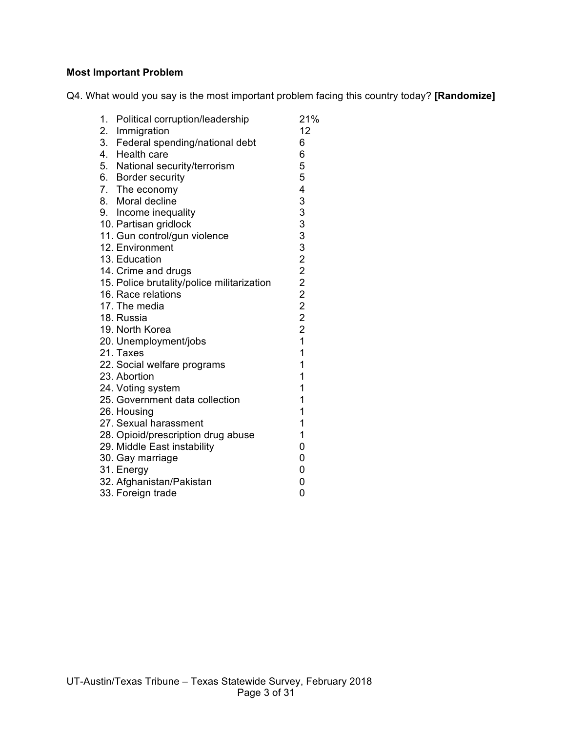**Most Important Problem**

Q4. What would you say is the most important problem facing this country today? **[Randomize]**

| | |
|---|---|
| 1. Political corruption/leadership | 21% |
| 2. Immigration | 12 |
| 3. Federal spending/national debt | 6 |
| 4. Health care | 6 |
| 5. National security/terrorism | 5 |
| 6. Border security | 5 |
| 7. The economy | 4 |
| 8. Moral decline | 3 |
| 9. Income inequality | 3 |
| 10. Partisan gridlock | 3 |
| 11. Gun control/gun violence | 3 |
| 12. Environment | 3 |
| 13. Education | 2 |
| 14. Crime and drugs | 2 |
| 15. Police brutality/police militarization | 2 |
| 16. Race relations | 2 |
| 17. The media | 2 |
| 18. Russia | 2 |
| 19. North Korea | 2 |
| 20. Unemployment/jobs | 1 |
| 21. Taxes | 1 |
| 22. Social welfare programs | 1 |
| 23. Abortion | 1 |
| 24. Voting system | 1 |
| 25. Government data collection | 1 |
| 26. Housing | 1 |
| 27. Sexual harassment | 1 |
| 28. Opioid/prescription drug abuse | 1 |
| 29. Middle East instability | 0 |
| 30. Gay marriage | 0 |
| 31. Energy | 0 |
| 32. Afghanistan/Pakistan | 0 |
| 33. Foreign trade | 0 |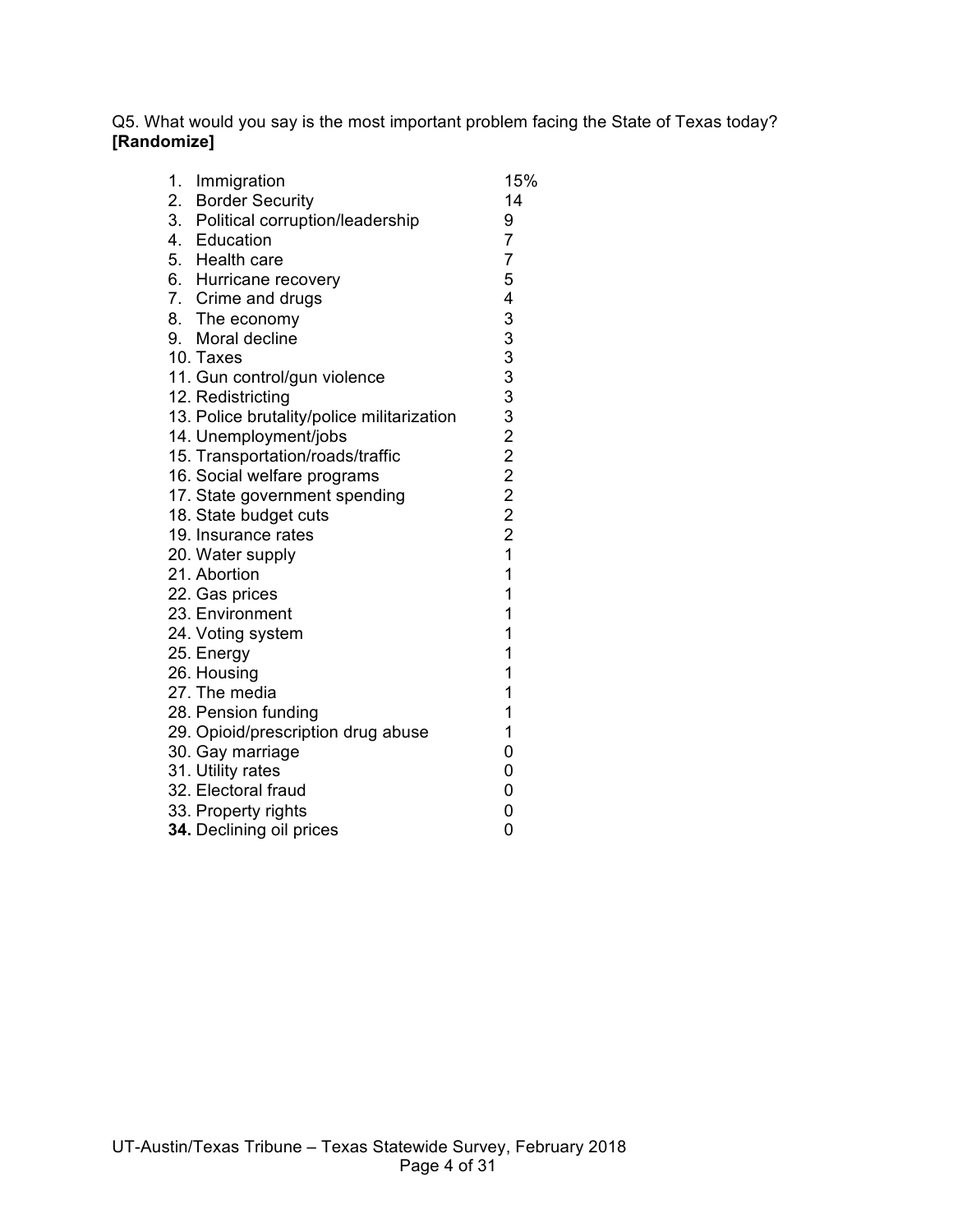Q5. What would you say is the most important problem facing the State of Texas today? **[Randomize]**

| | |
|---|---|
| 1. Immigration | 15% |
| 2. Border Security | 14 |
| 3. Political corruption/leadership | 9 |
| 4. Education | 7 |
| 5. Health care | 7 |
| 6. Hurricane recovery | 5 |
| 7. Crime and drugs | 4 |
| 8. The economy | 3 |
| 9. Moral decline | 3 |
| 10. Taxes | 3 |
| 11. Gun control/gun violence | 3 |
| 12. Redistricting | 3 |
| 13. Police brutality/police militarization | 3 |
| 14. Unemployment/jobs | 2 |
| 15. Transportation/roads/traffic | 2 |
| 16. Social welfare programs | 2 |
| 17. State government spending | 2 |
| 18. State budget cuts | 2 |
| 19. Insurance rates | 2 |
| 20. Water supply | 1 |
| 21. Abortion | 1 |
| 22. Gas prices | 1 |
| 23. Environment | 1 |
| 24. Voting system | 1 |
| 25. Energy | 1 |
| 26. Housing | 1 |
| 27. The media | 1 |
| 28. Pension funding | 1 |
| 29. Opioid/prescription drug abuse | 1 |
| 30. Gay marriage | 0 |
| 31. Utility rates | 0 |
| 32. Electoral fraud | 0 |
| 33. Property rights | 0 |
| **34.** Declining oil prices | 0 |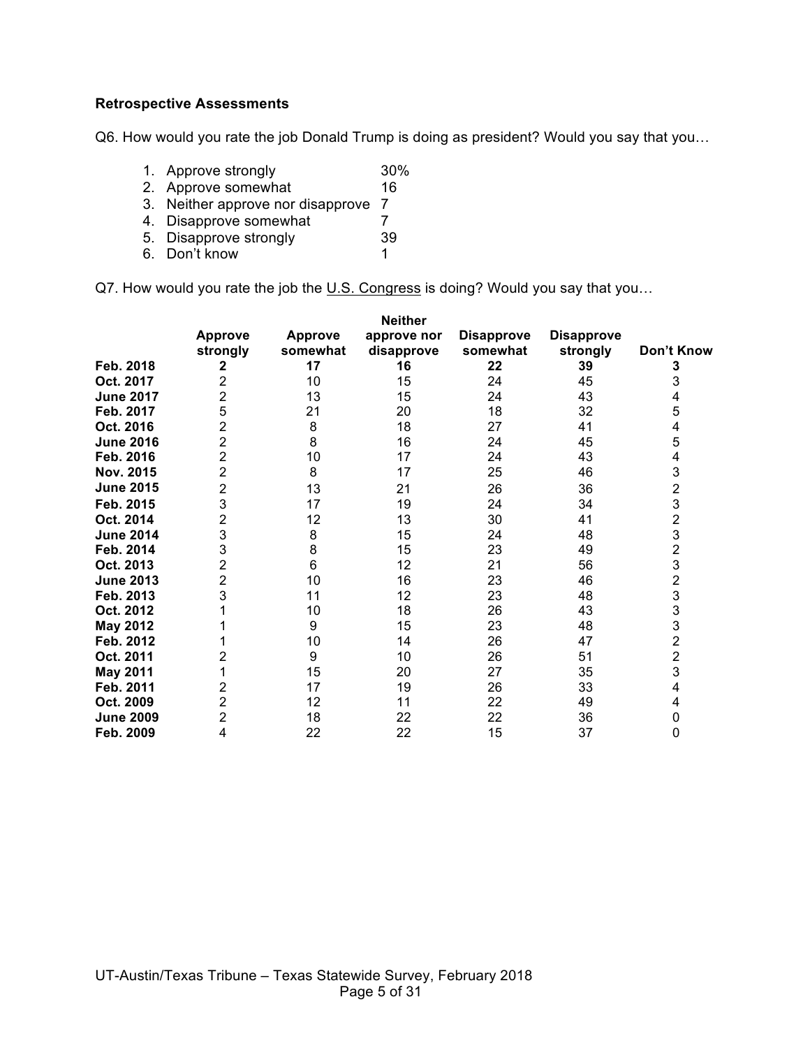**Retrospective Assessments**

Q6. How would you rate the job Donald Trump is doing as president? Would you say that you…

1. Approve strongly 30%
2. Approve somewhat 16
3. Neither approve nor disapprove 7
4. Disapprove somewhat 7
5. Disapprove strongly 39
6. Don't know 1

Q7. How would you rate the job the U.S. Congress is doing? Would you say that you…

| | Approve strongly | Approve somewhat | Neither approve nor disapprove | Disapprove somewhat | Disapprove strongly | Don't Know |
|---|---|---|---|---|---|---|
| **Feb. 2018** | **2** | **17** | **16** | **22** | **39** | **3** |
| **Oct. 2017** | 2 | 10 | 15 | 24 | 45 | 3 |
| **June 2017** | 2 | 13 | 15 | 24 | 43 | 4 |
| **Feb. 2017** | 5 | 21 | 20 | 18 | 32 | 5 |
| **Oct. 2016** | 2 | 8 | 18 | 27 | 41 | 4 |
| **June 2016** | 2 | 8 | 16 | 24 | 45 | 5 |
| **Feb. 2016** | 2 | 10 | 17 | 24 | 43 | 4 |
| **Nov. 2015** | 2 | 8 | 17 | 25 | 46 | 3 |
| **June 2015** | 2 | 13 | 21 | 26 | 36 | 2 |
| **Feb. 2015** | 3 | 17 | 19 | 24 | 34 | 3 |
| **Oct. 2014** | 2 | 12 | 13 | 30 | 41 | 2 |
| **June 2014** | 3 | 8 | 15 | 24 | 48 | 3 |
| **Feb. 2014** | 3 | 8 | 15 | 23 | 49 | 2 |
| **Oct. 2013** | 2 | 6 | 12 | 21 | 56 | 3 |
| **June 2013** | 2 | 10 | 16 | 23 | 46 | 2 |
| **Feb. 2013** | 3 | 11 | 12 | 23 | 48 | 3 |
| **Oct. 2012** | 1 | 10 | 18 | 26 | 43 | 3 |
| **May 2012** | 1 | 9 | 15 | 23 | 48 | 3 |
| **Feb. 2012** | 1 | 10 | 14 | 26 | 47 | 2 |
| **Oct. 2011** | 2 | 9 | 10 | 26 | 51 | 2 |
| **May 2011** | 1 | 15 | 20 | 27 | 35 | 3 |
| **Feb. 2011** | 2 | 17 | 19 | 26 | 33 | 4 |
| **Oct. 2009** | 2 | 12 | 11 | 22 | 49 | 4 |
| **June 2009** | 2 | 18 | 22 | 22 | 36 | 0 |
| **Feb. 2009** | 4 | 22 | 22 | 15 | 37 | 0 |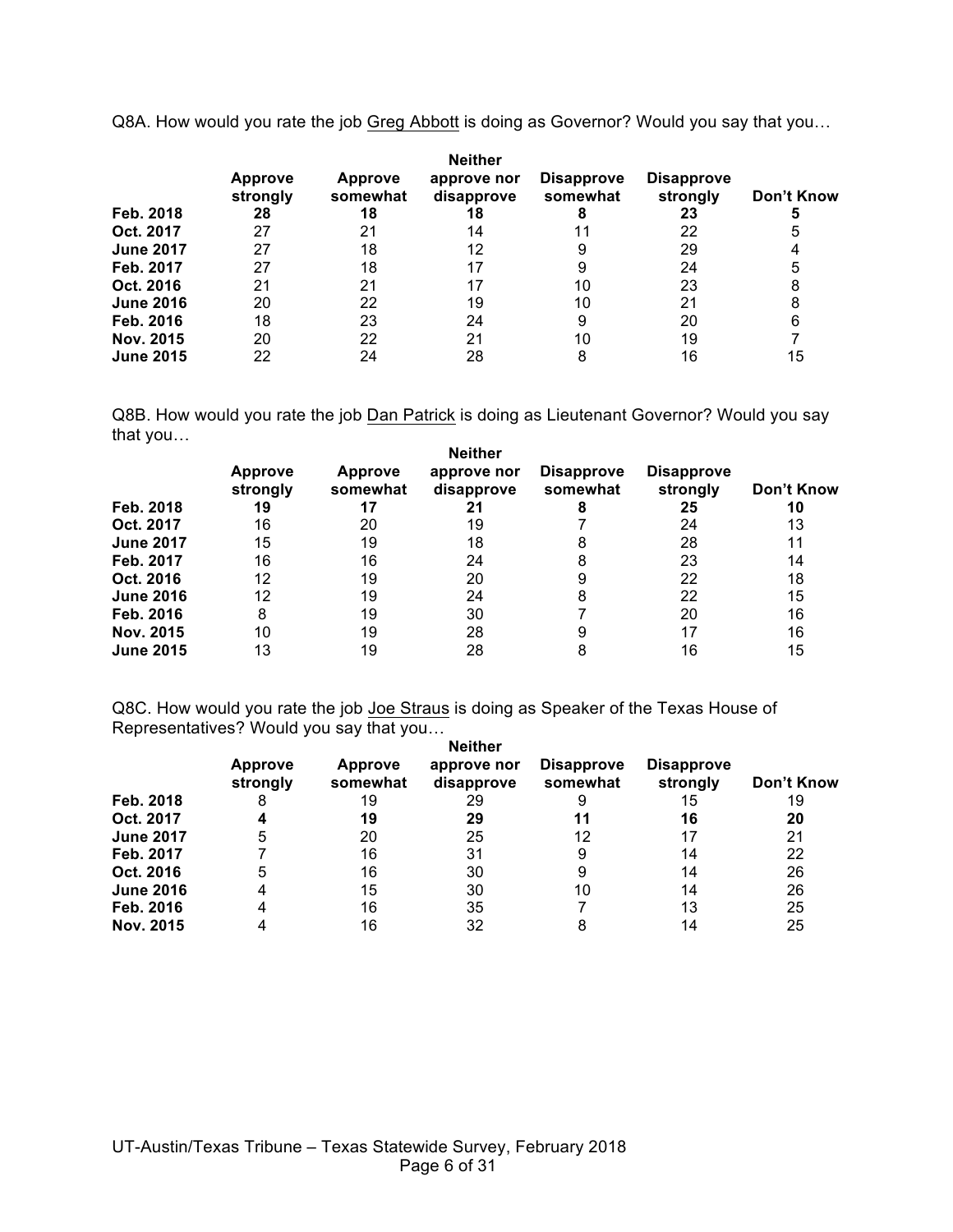Q8A. How would you rate the job Greg Abbott is doing as Governor? Would you say that you…

| | Approve strongly | Approve somewhat | Neither approve nor disapprove | Disapprove somewhat | Disapprove strongly | Don't Know |
|---|---|---|---|---|---|---|
| **Feb. 2018** | **28** | **18** | **18** | **8** | **23** | **5** |
| **Oct. 2017** | 27 | 21 | 14 | 11 | 22 | 5 |
| **June 2017** | 27 | 18 | 12 | 9 | 29 | 4 |
| **Feb. 2017** | 27 | 18 | 17 | 9 | 24 | 5 |
| **Oct. 2016** | 21 | 21 | 17 | 10 | 23 | 8 |
| **June 2016** | 20 | 22 | 19 | 10 | 21 | 8 |
| **Feb. 2016** | 18 | 23 | 24 | 9 | 20 | 6 |
| **Nov. 2015** | 20 | 22 | 21 | 10 | 19 | 7 |
| **June 2015** | 22 | 24 | 28 | 8 | 16 | 15 |

Q8B. How would you rate the job Dan Patrick is doing as Lieutenant Governor? Would you say that you…

| | Approve strongly | Approve somewhat | Neither approve nor disapprove | Disapprove somewhat | Disapprove strongly | Don't Know |
|---|---|---|---|---|---|---|
| **Feb. 2018** | **19** | **17** | **21** | **8** | **25** | **10** |
| **Oct. 2017** | 16 | 20 | 19 | 7 | 24 | 13 |
| **June 2017** | 15 | 19 | 18 | 8 | 28 | 11 |
| **Feb. 2017** | 16 | 16 | 24 | 8 | 23 | 14 |
| **Oct. 2016** | 12 | 19 | 20 | 9 | 22 | 18 |
| **June 2016** | 12 | 19 | 24 | 8 | 22 | 15 |
| **Feb. 2016** | 8 | 19 | 30 | 7 | 20 | 16 |
| **Nov. 2015** | 10 | 19 | 28 | 9 | 17 | 16 |
| **June 2015** | 13 | 19 | 28 | 8 | 16 | 15 |

Q8C. How would you rate the job Joe Straus is doing as Speaker of the Texas House of Representatives? Would you say that you…

| | Approve strongly | Approve somewhat | Neither approve nor disapprove | Disapprove somewhat | Disapprove strongly | Don't Know |
|---|---|---|---|---|---|---|
| **Feb. 2018** | 8 | 19 | 29 | 9 | 15 | 19 |
| **Oct. 2017** | **4** | **19** | **29** | **11** | **16** | **20** |
| **June 2017** | 5 | 20 | 25 | 12 | 17 | 21 |
| **Feb. 2017** | 7 | 16 | 31 | 9 | 14 | 22 |
| **Oct. 2016** | 5 | 16 | 30 | 9 | 14 | 26 |
| **June 2016** | 4 | 15 | 30 | 10 | 14 | 26 |
| **Feb. 2016** | 4 | 16 | 35 | 7 | 13 | 25 |
| **Nov. 2015** | 4 | 16 | 32 | 8 | 14 | 25 |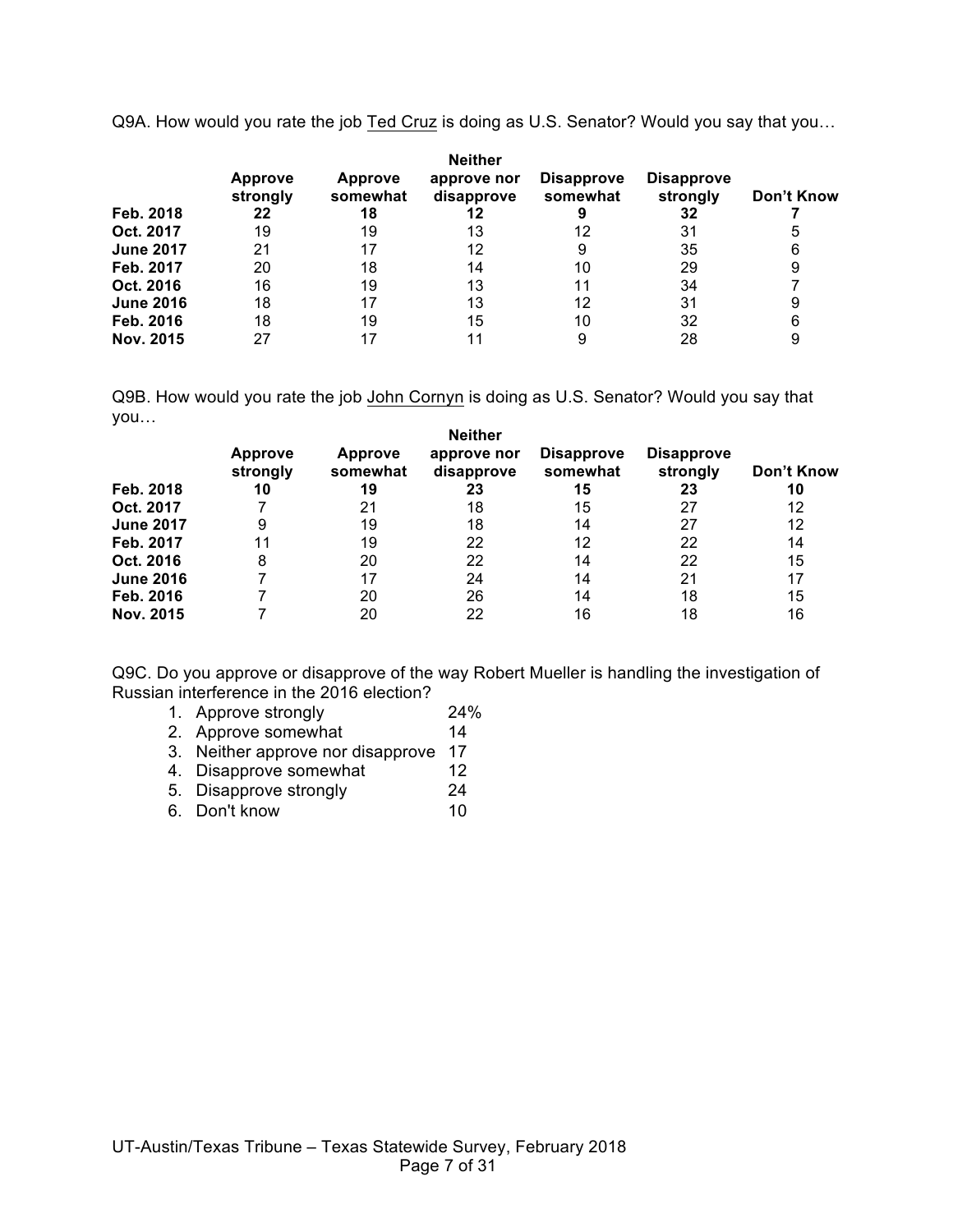Q9A. How would you rate the job <u>Ted Cruz</u> is doing as U.S. Senator? Would you say that you…

| | Approve strongly | Approve somewhat | Neither approve nor disapprove | Disapprove somewhat | Disapprove strongly | Don't Know |
|---|---|---|---|---|---|---|
| **Feb. 2018** | **22** | **18** | **12** | **9** | **32** | **7** |
| **Oct. 2017** | 19 | 19 | 13 | 12 | 31 | 5 |
| **June 2017** | 21 | 17 | 12 | 9 | 35 | 6 |
| **Feb. 2017** | 20 | 18 | 14 | 10 | 29 | 9 |
| **Oct. 2016** | 16 | 19 | 13 | 11 | 34 | 7 |
| **June 2016** | 18 | 17 | 13 | 12 | 31 | 9 |
| **Feb. 2016** | 18 | 19 | 15 | 10 | 32 | 6 |
| **Nov. 2015** | 27 | 17 | 11 | 9 | 28 | 9 |

Q9B. How would you rate the job <u>John Cornyn</u> is doing as U.S. Senator? Would you say that you…

| | Approve strongly | Approve somewhat | Neither approve nor disapprove | Disapprove somewhat | Disapprove strongly | Don't Know |
|---|---|---|---|---|---|---|
| **Feb. 2018** | **10** | **19** | **23** | **15** | **23** | **10** |
| **Oct. 2017** | 7 | 21 | 18 | 15 | 27 | 12 |
| **June 2017** | 9 | 19 | 18 | 14 | 27 | 12 |
| **Feb. 2017** | 11 | 19 | 22 | 12 | 22 | 14 |
| **Oct. 2016** | 8 | 20 | 22 | 14 | 22 | 15 |
| **June 2016** | 7 | 17 | 24 | 14 | 21 | 17 |
| **Feb. 2016** | 7 | 20 | 26 | 14 | 18 | 15 |
| **Nov. 2015** | 7 | 20 | 22 | 16 | 18 | 16 |

Q9C. Do you approve or disapprove of the way Robert Mueller is handling the investigation of Russian interference in the 2016 election?

1. Approve strongly 24%
2. Approve somewhat 14
3. Neither approve nor disapprove 17
4. Disapprove somewhat 12
5. Disapprove strongly 24
6. Don't know 10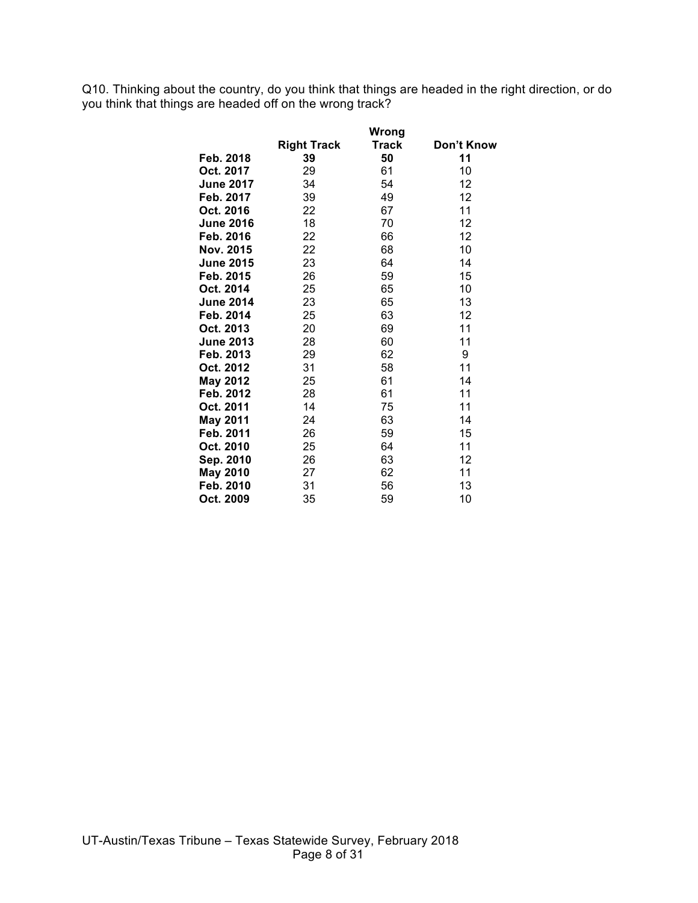Q10. Thinking about the country, do you think that things are headed in the right direction, or do you think that things are headed off on the wrong track?

| | Right Track | Wrong Track | Don't Know |
|---|---|---|---|
| **Feb. 2018** | **39** | **50** | **11** |
| **Oct. 2017** | 29 | 61 | 10 |
| **June 2017** | 34 | 54 | 12 |
| **Feb. 2017** | 39 | 49 | 12 |
| **Oct. 2016** | 22 | 67 | 11 |
| **June 2016** | 18 | 70 | 12 |
| **Feb. 2016** | 22 | 66 | 12 |
| **Nov. 2015** | 22 | 68 | 10 |
| **June 2015** | 23 | 64 | 14 |
| **Feb. 2015** | 26 | 59 | 15 |
| **Oct. 2014** | 25 | 65 | 10 |
| **June 2014** | 23 | 65 | 13 |
| **Feb. 2014** | 25 | 63 | 12 |
| **Oct. 2013** | 20 | 69 | 11 |
| **June 2013** | 28 | 60 | 11 |
| **Feb. 2013** | 29 | 62 | 9 |
| **Oct. 2012** | 31 | 58 | 11 |
| **May 2012** | 25 | 61 | 14 |
| **Feb. 2012** | 28 | 61 | 11 |
| **Oct. 2011** | 14 | 75 | 11 |
| **May 2011** | 24 | 63 | 14 |
| **Feb. 2011** | 26 | 59 | 15 |
| **Oct. 2010** | 25 | 64 | 11 |
| **Sep. 2010** | 26 | 63 | 12 |
| **May 2010** | 27 | 62 | 11 |
| **Feb. 2010** | 31 | 56 | 13 |
| **Oct. 2009** | 35 | 59 | 10 |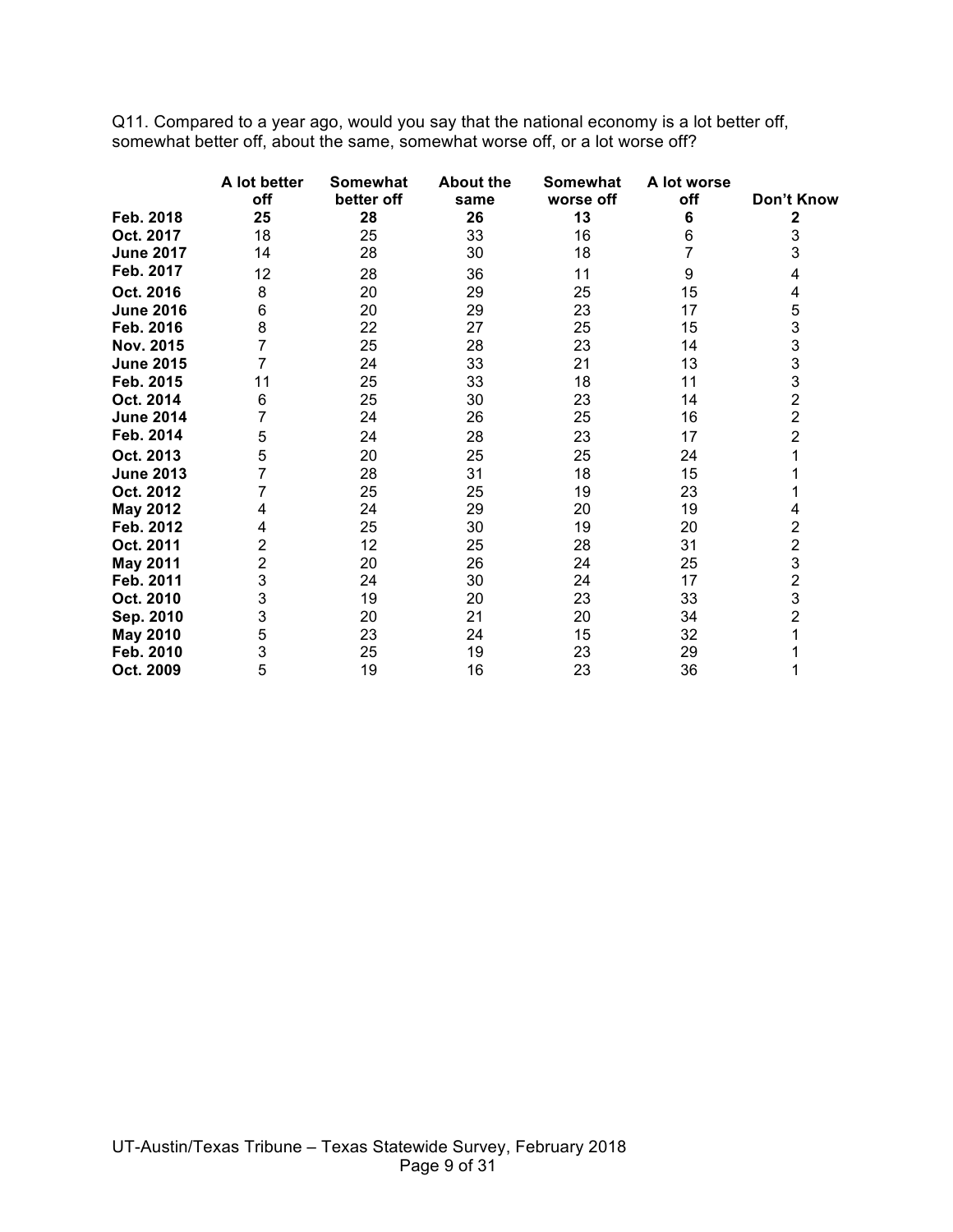Q11. Compared to a year ago, would you say that the national economy is a lot better off, somewhat better off, about the same, somewhat worse off, or a lot worse off?

| | A lot better off | Somewhat better off | About the same | Somewhat worse off | A lot worse off | Don't Know |
|---|---|---|---|---|---|---|
| **Feb. 2018** | **25** | **28** | **26** | **13** | **6** | **2** |
| **Oct. 2017** | 18 | 25 | 33 | 16 | 6 | 3 |
| **June 2017** | 14 | 28 | 30 | 18 | 7 | 3 |
| **Feb. 2017** | 12 | 28 | 36 | 11 | 9 | 4 |
| **Oct. 2016** | 8 | 20 | 29 | 25 | 15 | 4 |
| **June 2016** | 6 | 20 | 29 | 23 | 17 | 5 |
| **Feb. 2016** | 8 | 22 | 27 | 25 | 15 | 3 |
| **Nov. 2015** | 7 | 25 | 28 | 23 | 14 | 3 |
| **June 2015** | 7 | 24 | 33 | 21 | 13 | 3 |
| **Feb. 2015** | 11 | 25 | 33 | 18 | 11 | 3 |
| **Oct. 2014** | 6 | 25 | 30 | 23 | 14 | 2 |
| **June 2014** | 7 | 24 | 26 | 25 | 16 | 2 |
| **Feb. 2014** | 5 | 24 | 28 | 23 | 17 | 2 |
| **Oct. 2013** | 5 | 20 | 25 | 25 | 24 | 1 |
| **June 2013** | 7 | 28 | 31 | 18 | 15 | 1 |
| **Oct. 2012** | 7 | 25 | 25 | 19 | 23 | 1 |
| **May 2012** | 4 | 24 | 29 | 20 | 19 | 4 |
| **Feb. 2012** | 4 | 25 | 30 | 19 | 20 | 2 |
| **Oct. 2011** | 2 | 12 | 25 | 28 | 31 | 2 |
| **May 2011** | 2 | 20 | 26 | 24 | 25 | 3 |
| **Feb. 2011** | 3 | 24 | 30 | 24 | 17 | 2 |
| **Oct. 2010** | 3 | 19 | 20 | 23 | 33 | 3 |
| **Sep. 2010** | 3 | 20 | 21 | 20 | 34 | 2 |
| **May 2010** | 5 | 23 | 24 | 15 | 32 | 1 |
| **Feb. 2010** | 3 | 25 | 19 | 23 | 29 | 1 |
| **Oct. 2009** | 5 | 19 | 16 | 23 | 36 | 1 |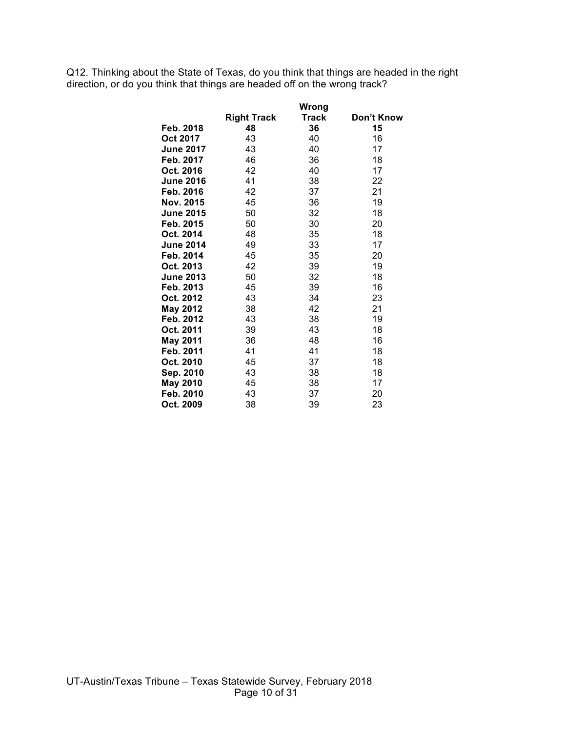Q12. Thinking about the State of Texas, do you think that things are headed in the right direction, or do you think that things are headed off on the wrong track?

| | Right Track | Wrong Track | Don't Know |
|---|---|---|---|
| **Feb. 2018** | **48** | **36** | **15** |
| **Oct 2017** | 43 | 40 | 16 |
| **June 2017** | 43 | 40 | 17 |
| **Feb. 2017** | 46 | 36 | 18 |
| **Oct. 2016** | 42 | 40 | 17 |
| **June 2016** | 41 | 38 | 22 |
| **Feb. 2016** | 42 | 37 | 21 |
| **Nov. 2015** | 45 | 36 | 19 |
| **June 2015** | 50 | 32 | 18 |
| **Feb. 2015** | 50 | 30 | 20 |
| **Oct. 2014** | 48 | 35 | 18 |
| **June 2014** | 49 | 33 | 17 |
| **Feb. 2014** | 45 | 35 | 20 |
| **Oct. 2013** | 42 | 39 | 19 |
| **June 2013** | 50 | 32 | 18 |
| **Feb. 2013** | 45 | 39 | 16 |
| **Oct. 2012** | 43 | 34 | 23 |
| **May 2012** | 38 | 42 | 21 |
| **Feb. 2012** | 43 | 38 | 19 |
| **Oct. 2011** | 39 | 43 | 18 |
| **May 2011** | 36 | 48 | 16 |
| **Feb. 2011** | 41 | 41 | 18 |
| **Oct. 2010** | 45 | 37 | 18 |
| **Sep. 2010** | 43 | 38 | 18 |
| **May 2010** | 45 | 38 | 17 |
| **Feb. 2010** | 43 | 37 | 20 |
| **Oct. 2009** | 38 | 39 | 23 |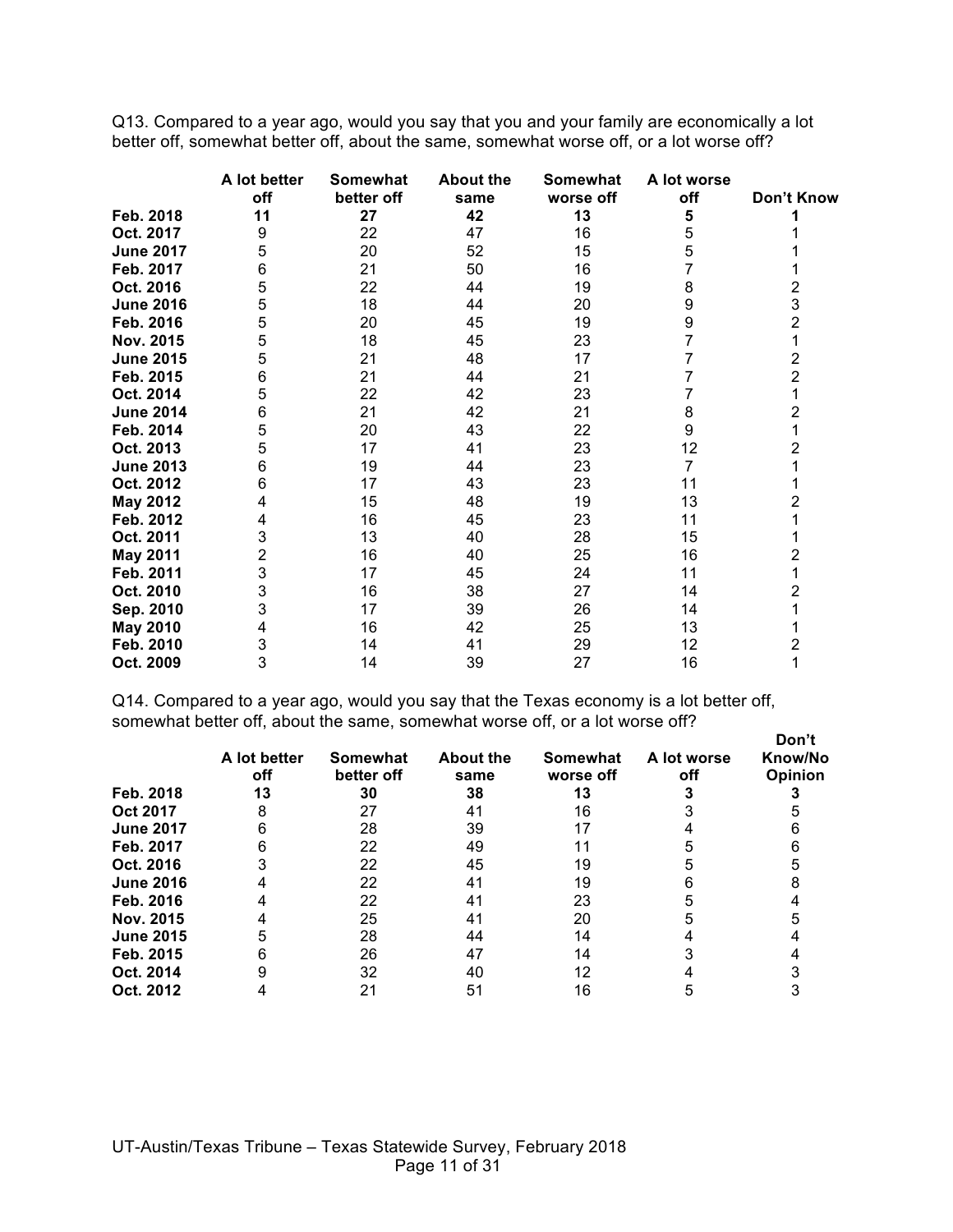Q13. Compared to a year ago, would you say that you and your family are economically a lot better off, somewhat better off, about the same, somewhat worse off, or a lot worse off?

| | A lot better off | Somewhat better off | About the same | Somewhat worse off | A lot worse off | Don't Know |
|---|---|---|---|---|---|---|
| **Feb. 2018** | **11** | **27** | **42** | **13** | **5** | **1** |
| **Oct. 2017** | 9 | 22 | 47 | 16 | 5 | 1 |
| **June 2017** | 5 | 20 | 52 | 15 | 5 | 1 |
| **Feb. 2017** | 6 | 21 | 50 | 16 | 7 | 1 |
| **Oct. 2016** | 5 | 22 | 44 | 19 | 8 | 2 |
| **June 2016** | 5 | 18 | 44 | 20 | 9 | 3 |
| **Feb. 2016** | 5 | 20 | 45 | 19 | 9 | 2 |
| **Nov. 2015** | 5 | 18 | 45 | 23 | 7 | 1 |
| **June 2015** | 5 | 21 | 48 | 17 | 7 | 2 |
| **Feb. 2015** | 6 | 21 | 44 | 21 | 7 | 2 |
| **Oct. 2014** | 5 | 22 | 42 | 23 | 7 | 1 |
| **June 2014** | 6 | 21 | 42 | 21 | 8 | 2 |
| **Feb. 2014** | 5 | 20 | 43 | 22 | 9 | 1 |
| **Oct. 2013** | 5 | 17 | 41 | 23 | 12 | 2 |
| **June 2013** | 6 | 19 | 44 | 23 | 7 | 1 |
| **Oct. 2012** | 6 | 17 | 43 | 23 | 11 | 1 |
| **May 2012** | 4 | 15 | 48 | 19 | 13 | 2 |
| **Feb. 2012** | 4 | 16 | 45 | 23 | 11 | 1 |
| **Oct. 2011** | 3 | 13 | 40 | 28 | 15 | 1 |
| **May 2011** | 2 | 16 | 40 | 25 | 16 | 2 |
| **Feb. 2011** | 3 | 17 | 45 | 24 | 11 | 1 |
| **Oct. 2010** | 3 | 16 | 38 | 27 | 14 | 2 |
| **Sep. 2010** | 3 | 17 | 39 | 26 | 14 | 1 |
| **May 2010** | 4 | 16 | 42 | 25 | 13 | 1 |
| **Feb. 2010** | 3 | 14 | 41 | 29 | 12 | 2 |
| **Oct. 2009** | 3 | 14 | 39 | 27 | 16 | 1 |

Q14. Compared to a year ago, would you say that the Texas economy is a lot better off, somewhat better off, about the same, somewhat worse off, or a lot worse off?

| | A lot better off | Somewhat better off | About the same | Somewhat worse off | A lot worse off | Don't Know/No Opinion |
|---|---|---|---|---|---|---|
| **Feb. 2018** | **13** | **30** | **38** | **13** | **3** | **3** |
| **Oct 2017** | 8 | 27 | 41 | 16 | 3 | 5 |
| **June 2017** | 6 | 28 | 39 | 17 | 4 | 6 |
| **Feb. 2017** | 6 | 22 | 49 | 11 | 5 | 6 |
| **Oct. 2016** | 3 | 22 | 45 | 19 | 5 | 5 |
| **June 2016** | 4 | 22 | 41 | 19 | 6 | 8 |
| **Feb. 2016** | 4 | 22 | 41 | 23 | 5 | 4 |
| **Nov. 2015** | 4 | 25 | 41 | 20 | 5 | 5 |
| **June 2015** | 5 | 28 | 44 | 14 | 4 | 4 |
| **Feb. 2015** | 6 | 26 | 47 | 14 | 3 | 4 |
| **Oct. 2014** | 9 | 32 | 40 | 12 | 4 | 3 |
| **Oct. 2012** | 4 | 21 | 51 | 16 | 5 | 3 |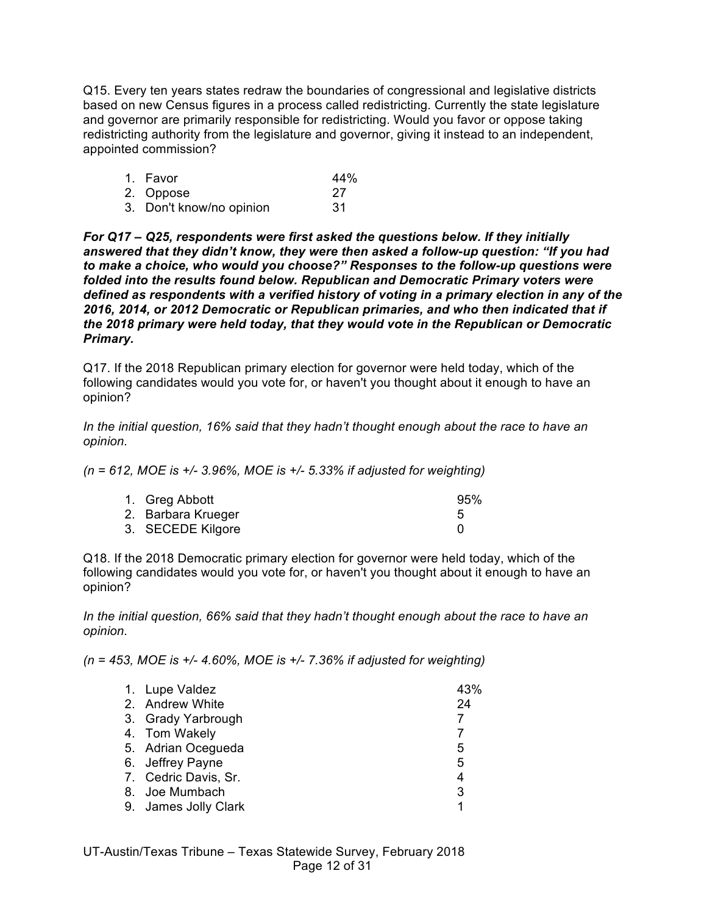Q15. Every ten years states redraw the boundaries of congressional and legislative districts based on new Census figures in a process called redistricting. Currently the state legislature and governor are primarily responsible for redistricting. Would you favor or oppose taking redistricting authority from the legislature and governor, giving it instead to an independent, appointed commission?

| | |
|---|---|
| 1. Favor | 44% |
| 2. Oppose | 27 |
| 3. Don't know/no opinion | 31 |

***For Q17 – Q25, respondents were first asked the questions below. If they initially answered that they didn't know, they were then asked a follow-up question: "If you had to make a choice, who would you choose?" Responses to the follow-up questions were folded into the results found below. Republican and Democratic Primary voters were defined as respondents with a verified history of voting in a primary election in any of the 2016, 2014, or 2012 Democratic or Republican primaries, and who then indicated that if the 2018 primary were held today, that they would vote in the Republican or Democratic Primary.***

Q17. If the 2018 Republican primary election for governor were held today, which of the following candidates would you vote for, or haven't you thought about it enough to have an opinion?

*In the initial question, 16% said that they hadn't thought enough about the race to have an opinion.*

*(n = 612, MOE is +/- 3.96%, MOE is +/- 5.33% if adjusted for weighting)*

| | |
|---|---|
| 1. Greg Abbott | 95% |
| 2. Barbara Krueger | 5 |
| 3. SECEDE Kilgore | 0 |

Q18. If the 2018 Democratic primary election for governor were held today, which of the following candidates would you vote for, or haven't you thought about it enough to have an opinion?

*In the initial question, 66% said that they hadn't thought enough about the race to have an opinion.*

*(n = 453, MOE is +/- 4.60%, MOE is +/- 7.36% if adjusted for weighting)*

| | |
|---|---|
| 1. Lupe Valdez | 43% |
| 2. Andrew White | 24 |
| 3. Grady Yarbrough | 7 |
| 4. Tom Wakely | 7 |
| 5. Adrian Ocegueda | 5 |
| 6. Jeffrey Payne | 5 |
| 7. Cedric Davis, Sr. | 4 |
| 8. Joe Mumbach | 3 |
| 9. James Jolly Clark | 1 |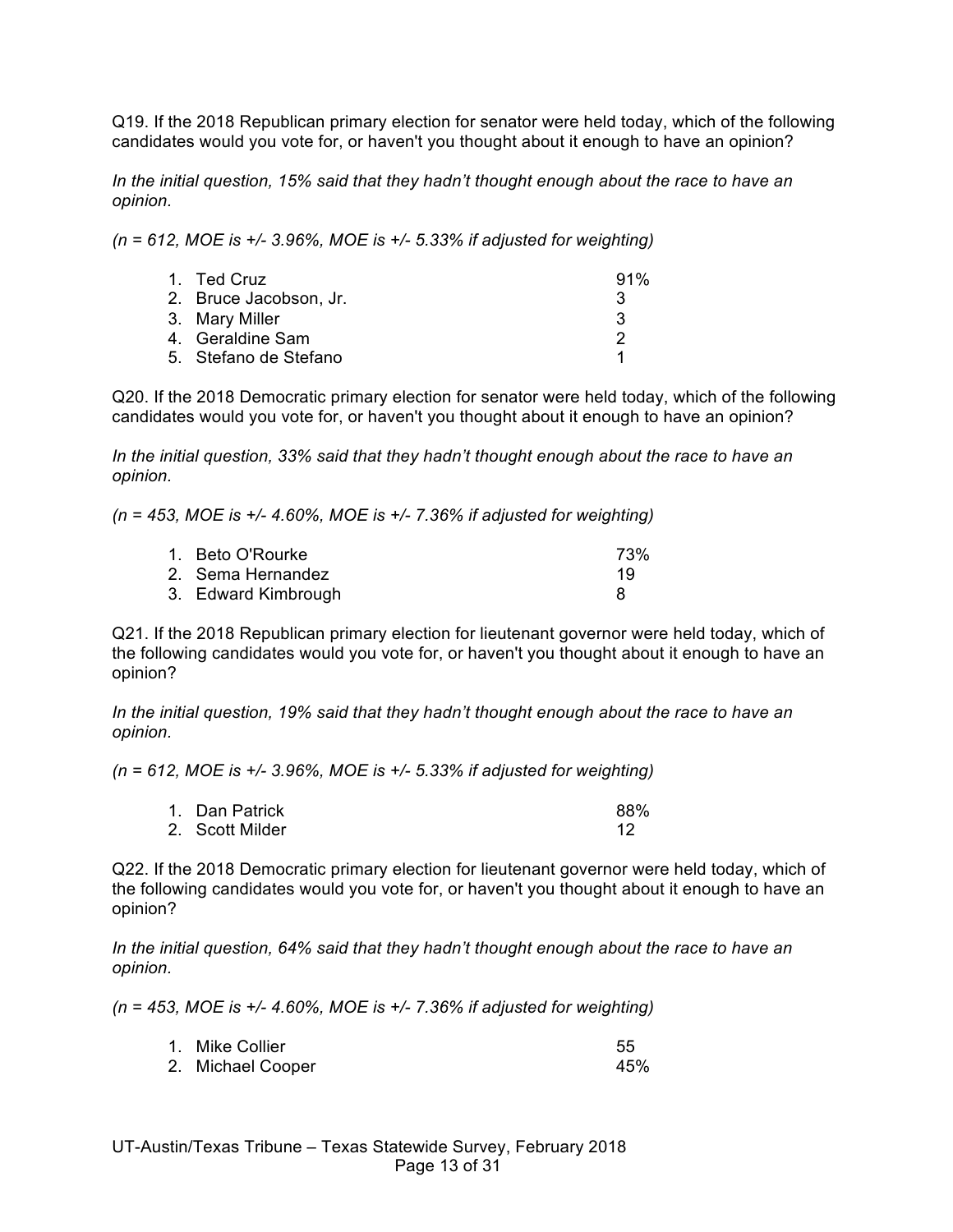Q19. If the 2018 Republican primary election for senator were held today, which of the following candidates would you vote for, or haven't you thought about it enough to have an opinion?

*In the initial question, 15% said that they hadn't thought enough about the race to have an opinion.*

*(n = 612, MOE is +/- 3.96%, MOE is +/- 5.33% if adjusted for weighting)*

| | |
|---|---|
| 1. Ted Cruz | 91% |
| 2. Bruce Jacobson, Jr. | 3 |
| 3. Mary Miller | 3 |
| 4. Geraldine Sam | 2 |
| 5. Stefano de Stefano | 1 |

Q20. If the 2018 Democratic primary election for senator were held today, which of the following candidates would you vote for, or haven't you thought about it enough to have an opinion?

*In the initial question, 33% said that they hadn't thought enough about the race to have an opinion.*

*(n = 453, MOE is +/- 4.60%, MOE is +/- 7.36% if adjusted for weighting)*

| | |
|---|---|
| 1. Beto O'Rourke | 73% |
| 2. Sema Hernandez | 19 |
| 3. Edward Kimbrough | 8 |

Q21. If the 2018 Republican primary election for lieutenant governor were held today, which of the following candidates would you vote for, or haven't you thought about it enough to have an opinion?

*In the initial question, 19% said that they hadn't thought enough about the race to have an opinion.*

*(n = 612, MOE is +/- 3.96%, MOE is +/- 5.33% if adjusted for weighting)*

| | |
|---|---|
| 1. Dan Patrick | 88% |
| 2. Scott Milder | 12 |

Q22. If the 2018 Democratic primary election for lieutenant governor were held today, which of the following candidates would you vote for, or haven't you thought about it enough to have an opinion?

*In the initial question, 64% said that they hadn't thought enough about the race to have an opinion.*

*(n = 453, MOE is +/- 4.60%, MOE is +/- 7.36% if adjusted for weighting)*

| | |
|---|---|
| 1. Mike Collier | 55 |
| 2. Michael Cooper | 45% |

UT-Austin/Texas Tribune – Texas Statewide Survey, February 2018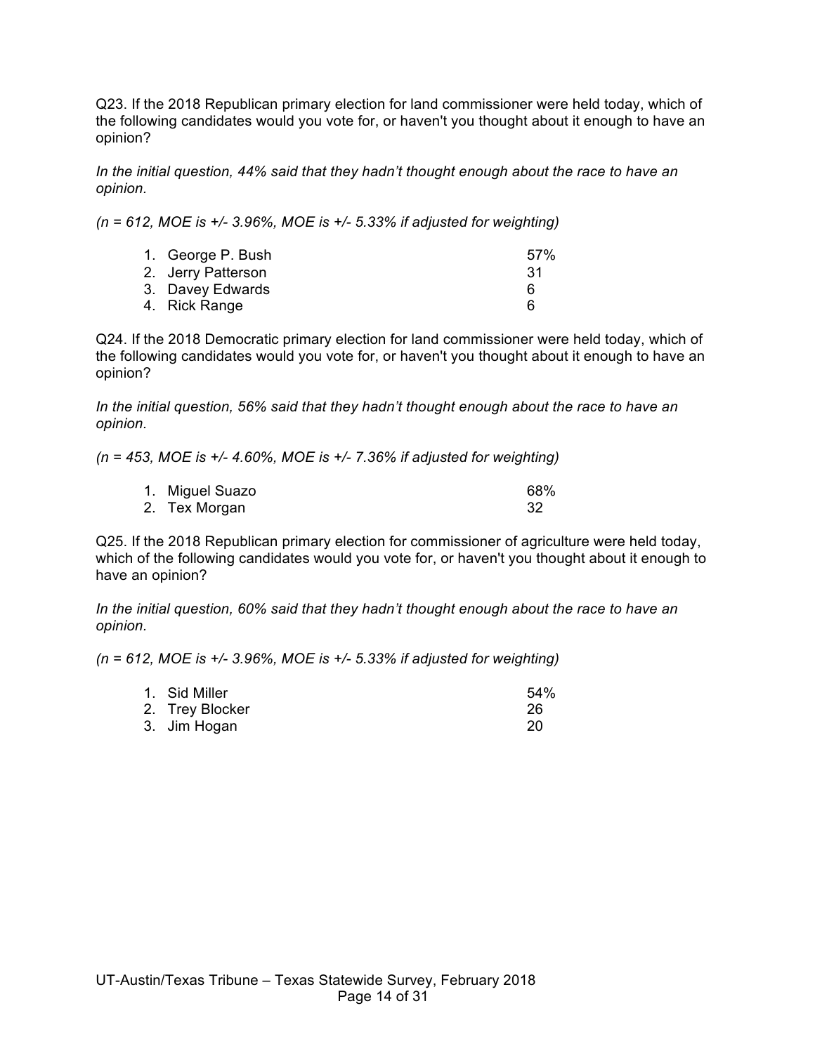Q23. If the 2018 Republican primary election for land commissioner were held today, which of the following candidates would you vote for, or haven't you thought about it enough to have an opinion?

*In the initial question, 44% said that they hadn't thought enough about the race to have an opinion.*

*(n = 612, MOE is +/- 3.96%, MOE is +/- 5.33% if adjusted for weighting)*

| | |
|---|---|
| 1. George P. Bush | 57% |
| 2. Jerry Patterson | 31 |
| 3. Davey Edwards | 6 |
| 4. Rick Range | 6 |

Q24. If the 2018 Democratic primary election for land commissioner were held today, which of the following candidates would you vote for, or haven't you thought about it enough to have an opinion?

*In the initial question, 56% said that they hadn't thought enough about the race to have an opinion.*

*(n = 453, MOE is +/- 4.60%, MOE is +/- 7.36% if adjusted for weighting)*

| | |
|---|---|
| 1. Miguel Suazo | 68% |
| 2. Tex Morgan | 32 |

Q25. If the 2018 Republican primary election for commissioner of agriculture were held today, which of the following candidates would you vote for, or haven't you thought about it enough to have an opinion?

*In the initial question, 60% said that they hadn't thought enough about the race to have an opinion.*

*(n = 612, MOE is +/- 3.96%, MOE is +/- 5.33% if adjusted for weighting)*

| | |
|---|---|
| 1. Sid Miller | 54% |
| 2. Trey Blocker | 26 |
| 3. Jim Hogan | 20 |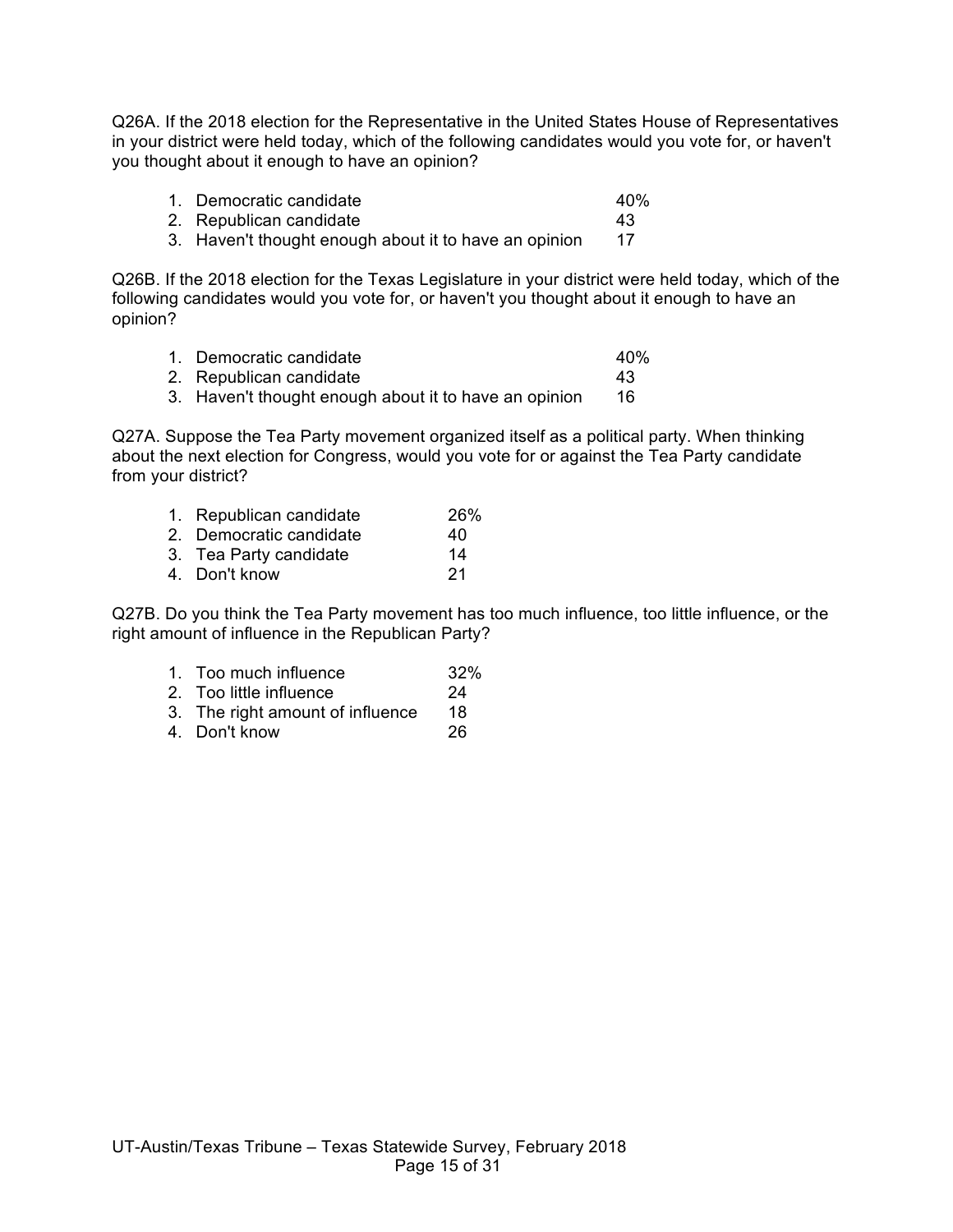Q26A. If the 2018 election for the Representative in the United States House of Representatives in your district were held today, which of the following candidates would you vote for, or haven't you thought about it enough to have an opinion?

| | |
|---|---|
| 1. Democratic candidate | 40% |
| 2. Republican candidate | 43 |
| 3. Haven't thought enough about it to have an opinion | 17 |

Q26B. If the 2018 election for the Texas Legislature in your district were held today, which of the following candidates would you vote for, or haven't you thought about it enough to have an opinion?

| | |
|---|---|
| 1. Democratic candidate | 40% |
| 2. Republican candidate | 43 |
| 3. Haven't thought enough about it to have an opinion | 16 |

Q27A. Suppose the Tea Party movement organized itself as a political party. When thinking about the next election for Congress, would you vote for or against the Tea Party candidate from your district?

| | |
|---|---|
| 1. Republican candidate | 26% |
| 2. Democratic candidate | 40 |
| 3. Tea Party candidate | 14 |
| 4. Don't know | 21 |

Q27B. Do you think the Tea Party movement has too much influence, too little influence, or the right amount of influence in the Republican Party?

| | |
|---|---|
| 1. Too much influence | 32% |
| 2. Too little influence | 24 |
| 3. The right amount of influence | 18 |
| 4. Don't know | 26 |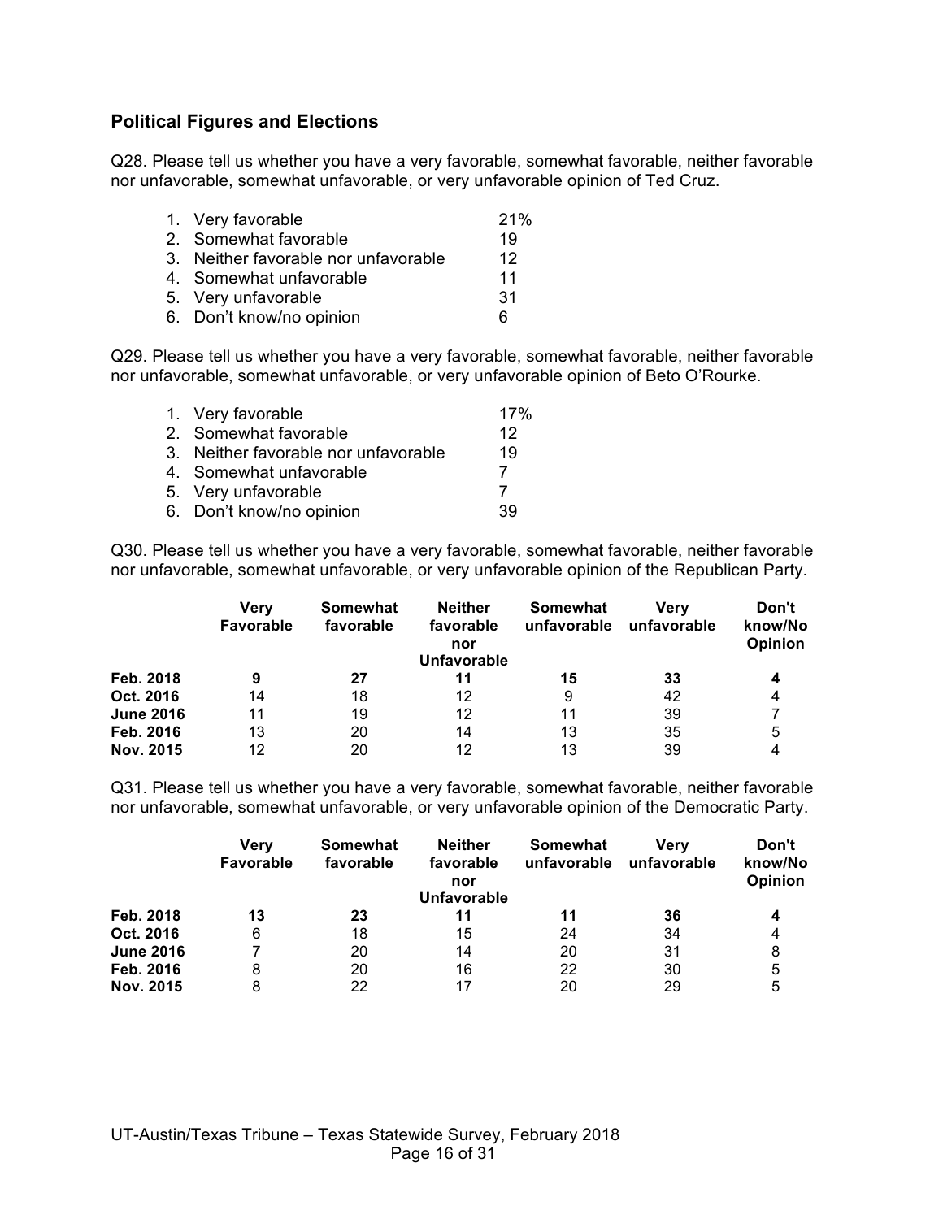## Political Figures and Elections

Q28. Please tell us whether you have a very favorable, somewhat favorable, neither favorable nor unfavorable, somewhat unfavorable, or very unfavorable opinion of Ted Cruz.

1. Very favorable 21%
2. Somewhat favorable 19
3. Neither favorable nor unfavorable 12
4. Somewhat unfavorable 11
5. Very unfavorable 31
6. Don't know/no opinion 6

Q29. Please tell us whether you have a very favorable, somewhat favorable, neither favorable nor unfavorable, somewhat unfavorable, or very unfavorable opinion of Beto O'Rourke.

1. Very favorable 17%
2. Somewhat favorable 12
3. Neither favorable nor unfavorable 19
4. Somewhat unfavorable 7
5. Very unfavorable 7
6. Don't know/no opinion 39

Q30. Please tell us whether you have a very favorable, somewhat favorable, neither favorable nor unfavorable, somewhat unfavorable, or very unfavorable opinion of the Republican Party.

| | Very Favorable | Somewhat favorable | Neither favorable nor Unfavorable | Somewhat unfavorable | Very unfavorable | Don't know/No Opinion |
|---|---|---|---|---|---|---|
| **Feb. 2018** | **9** | **27** | **11** | **15** | **33** | **4** |
| **Oct. 2016** | 14 | 18 | 12 | 9 | 42 | 4 |
| **June 2016** | 11 | 19 | 12 | 11 | 39 | 7 |
| **Feb. 2016** | 13 | 20 | 14 | 13 | 35 | 5 |
| **Nov. 2015** | 12 | 20 | 12 | 13 | 39 | 4 |

Q31. Please tell us whether you have a very favorable, somewhat favorable, neither favorable nor unfavorable, somewhat unfavorable, or very unfavorable opinion of the Democratic Party.

| | Very Favorable | Somewhat favorable | Neither favorable nor Unfavorable | Somewhat unfavorable | Very unfavorable | Don't know/No Opinion |
|---|---|---|---|---|---|---|
| **Feb. 2018** | **13** | **23** | **11** | **11** | **36** | **4** |
| **Oct. 2016** | 6 | 18 | 15 | 24 | 34 | 4 |
| **June 2016** | 7 | 20 | 14 | 20 | 31 | 8 |
| **Feb. 2016** | 8 | 20 | 16 | 22 | 30 | 5 |
| **Nov. 2015** | 8 | 22 | 17 | 20 | 29 | 5 |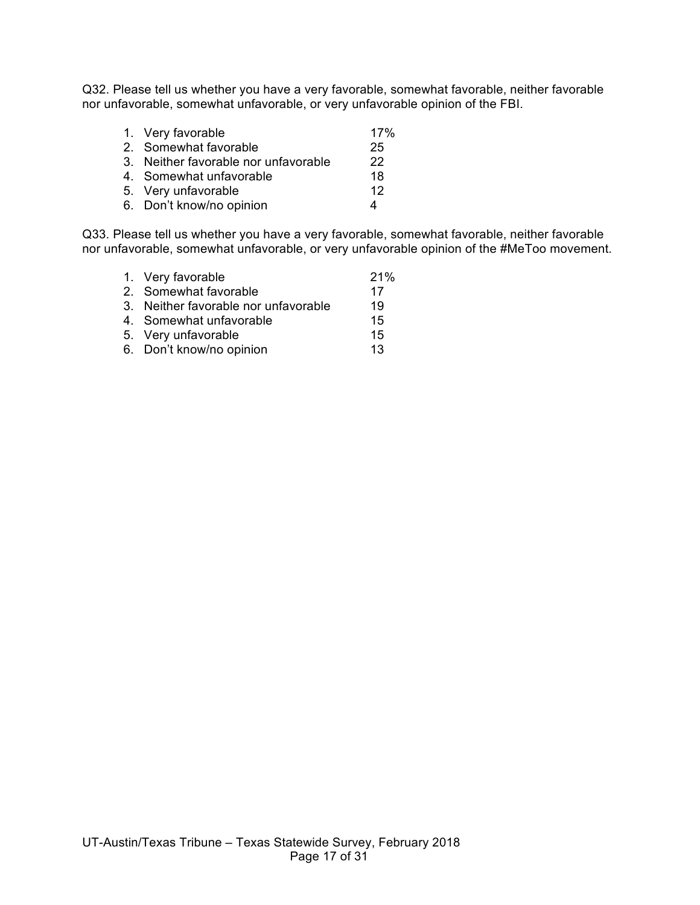Q32. Please tell us whether you have a very favorable, somewhat favorable, neither favorable nor unfavorable, somewhat unfavorable, or very unfavorable opinion of the FBI.

| | |
|---|---|
| 1. Very favorable | 17% |
| 2. Somewhat favorable | 25 |
| 3. Neither favorable nor unfavorable | 22 |
| 4. Somewhat unfavorable | 18 |
| 5. Very unfavorable | 12 |
| 6. Don't know/no opinion | 4 |

Q33. Please tell us whether you have a very favorable, somewhat favorable, neither favorable nor unfavorable, somewhat unfavorable, or very unfavorable opinion of the #MeToo movement.

| | |
|---|---|
| 1. Very favorable | 21% |
| 2. Somewhat favorable | 17 |
| 3. Neither favorable nor unfavorable | 19 |
| 4. Somewhat unfavorable | 15 |
| 5. Very unfavorable | 15 |
| 6. Don't know/no opinion | 13 |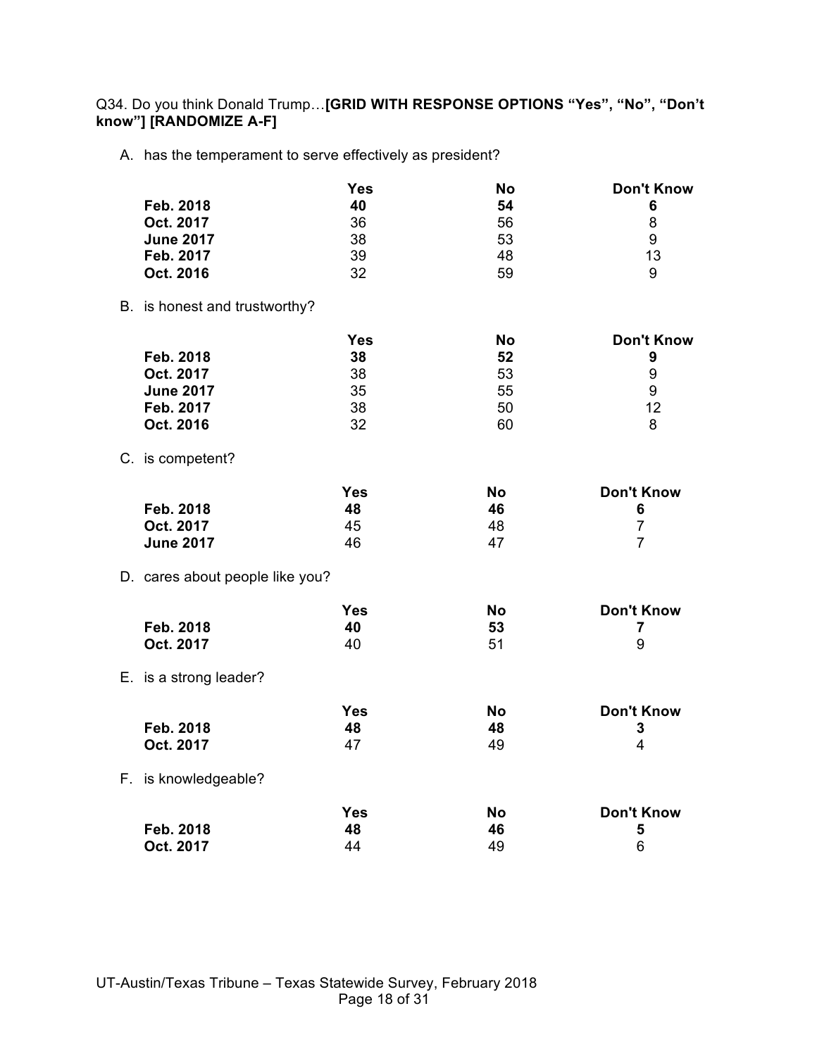Q34. Do you think Donald Trump…**[GRID WITH RESPONSE OPTIONS "Yes", "No", "Don't know"] [RANDOMIZE A-F]**

A. has the temperament to serve effectively as president?

| | Yes | No | Don't Know |
|---|---|---|---|
| **Feb. 2018** | **40** | **54** | **6** |
| **Oct. 2017** | 36 | 56 | 8 |
| **June 2017** | 38 | 53 | 9 |
| **Feb. 2017** | 39 | 48 | 13 |
| **Oct. 2016** | 32 | 59 | 9 |

B. is honest and trustworthy?

| | Yes | No | Don't Know |
|---|---|---|---|
| **Feb. 2018** | **38** | **52** | **9** |
| **Oct. 2017** | 38 | 53 | 9 |
| **June 2017** | 35 | 55 | 9 |
| **Feb. 2017** | 38 | 50 | 12 |
| **Oct. 2016** | 32 | 60 | 8 |

C. is competent?

| | Yes | No | Don't Know |
|---|---|---|---|
| **Feb. 2018** | **48** | **46** | **6** |
| **Oct. 2017** | 45 | 48 | 7 |
| **June 2017** | 46 | 47 | 7 |

D. cares about people like you?

| | Yes | No | Don't Know |
|---|---|---|---|
| **Feb. 2018** | **40** | **53** | **7** |
| **Oct. 2017** | 40 | 51 | 9 |

E. is a strong leader?

| | Yes | No | Don't Know |
|---|---|---|---|
| **Feb. 2018** | **48** | **48** | **3** |
| **Oct. 2017** | 47 | 49 | 4 |

F. is knowledgeable?

| | Yes | No | Don't Know |
|---|---|---|---|
| **Feb. 2018** | **48** | **46** | **5** |
| **Oct. 2017** | 44 | 49 | 6 |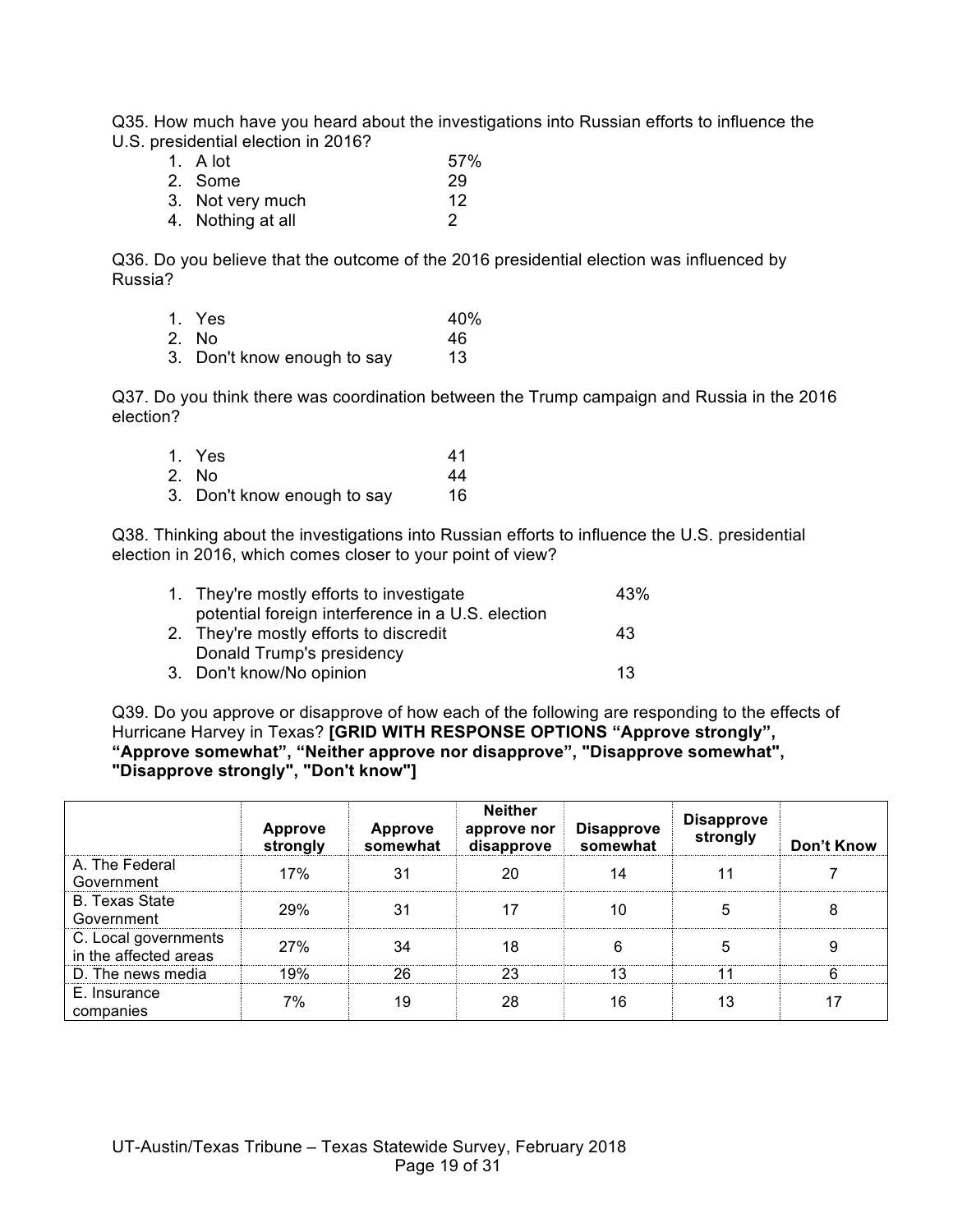Q35. How much have you heard about the investigations into Russian efforts to influence the U.S. presidential election in 2016?

1. A lot 57%
2. Some 29
3. Not very much 12
4. Nothing at all 2

Q36. Do you believe that the outcome of the 2016 presidential election was influenced by Russia?

1. Yes 40%
2. No 46
3. Don't know enough to say 13

Q37. Do you think there was coordination between the Trump campaign and Russia in the 2016 election?

1. Yes 41
2. No 44
3. Don't know enough to say 16

Q38. Thinking about the investigations into Russian efforts to influence the U.S. presidential election in 2016, which comes closer to your point of view?

1. They're mostly efforts to investigate potential foreign interference in a U.S. election 43%
2. They're mostly efforts to discredit Donald Trump's presidency 43
3. Don't know/No opinion 13

Q39. Do you approve or disapprove of how each of the following are responding to the effects of Hurricane Harvey in Texas? **[GRID WITH RESPONSE OPTIONS "Approve strongly", "Approve somewhat", "Neither approve nor disapprove", "Disapprove somewhat", "Disapprove strongly", "Don't know"]**

| | Approve strongly | Approve somewhat | Neither approve nor disapprove | Disapprove somewhat | Disapprove strongly | Don't Know |
|---|---|---|---|---|---|---|
| A. The Federal Government | 17% | 31 | 20 | 14 | 11 | 7 |
| B. Texas State Government | 29% | 31 | 17 | 10 | 5 | 8 |
| C. Local governments in the affected areas | 27% | 34 | 18 | 6 | 5 | 9 |
| D. The news media | 19% | 26 | 23 | 13 | 11 | 6 |
| E. Insurance companies | 7% | 19 | 28 | 16 | 13 | 17 |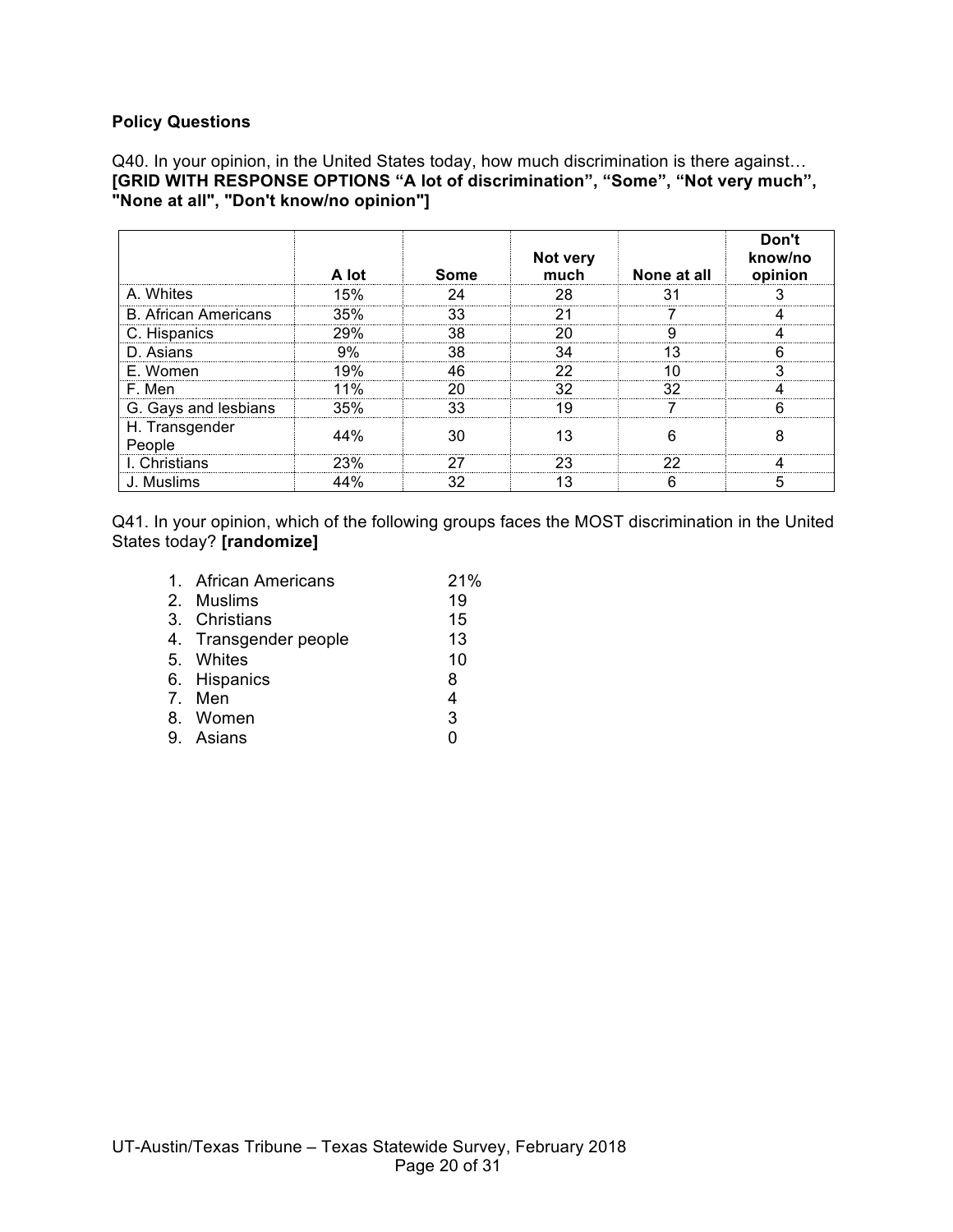**Policy Questions**

Q40. In your opinion, in the United States today, how much discrimination is there against…
**[GRID WITH RESPONSE OPTIONS "A lot of discrimination", "Some", "Not very much", "None at all", "Don't know/no opinion"]**

| | A lot | Some | Not very much | None at all | Don't know/no opinion |
|---|---|---|---|---|---|
| A. Whites | 15% | 24 | 28 | 31 | 3 |
| B. African Americans | 35% | 33 | 21 | 7 | 4 |
| C. Hispanics | 29% | 38 | 20 | 9 | 4 |
| D. Asians | 9% | 38 | 34 | 13 | 6 |
| E. Women | 19% | 46 | 22 | 10 | 3 |
| F. Men | 11% | 20 | 32 | 32 | 4 |
| G. Gays and lesbians | 35% | 33 | 19 | 7 | 6 |
| H. Transgender People | 44% | 30 | 13 | 6 | 8 |
| I. Christians | 23% | 27 | 23 | 22 | 4 |
| J. Muslims | 44% | 32 | 13 | 6 | 5 |

Q41. In your opinion, which of the following groups faces the MOST discrimination in the United States today? **[randomize]**

1. African Americans 21%
2. Muslims 19
3. Christians 15
4. Transgender people 13
5. Whites 10
6. Hispanics 8
7. Men 4
8. Women 3
9. Asians 0

UT-Austin/Texas Tribune – Texas Statewide Survey, February 2018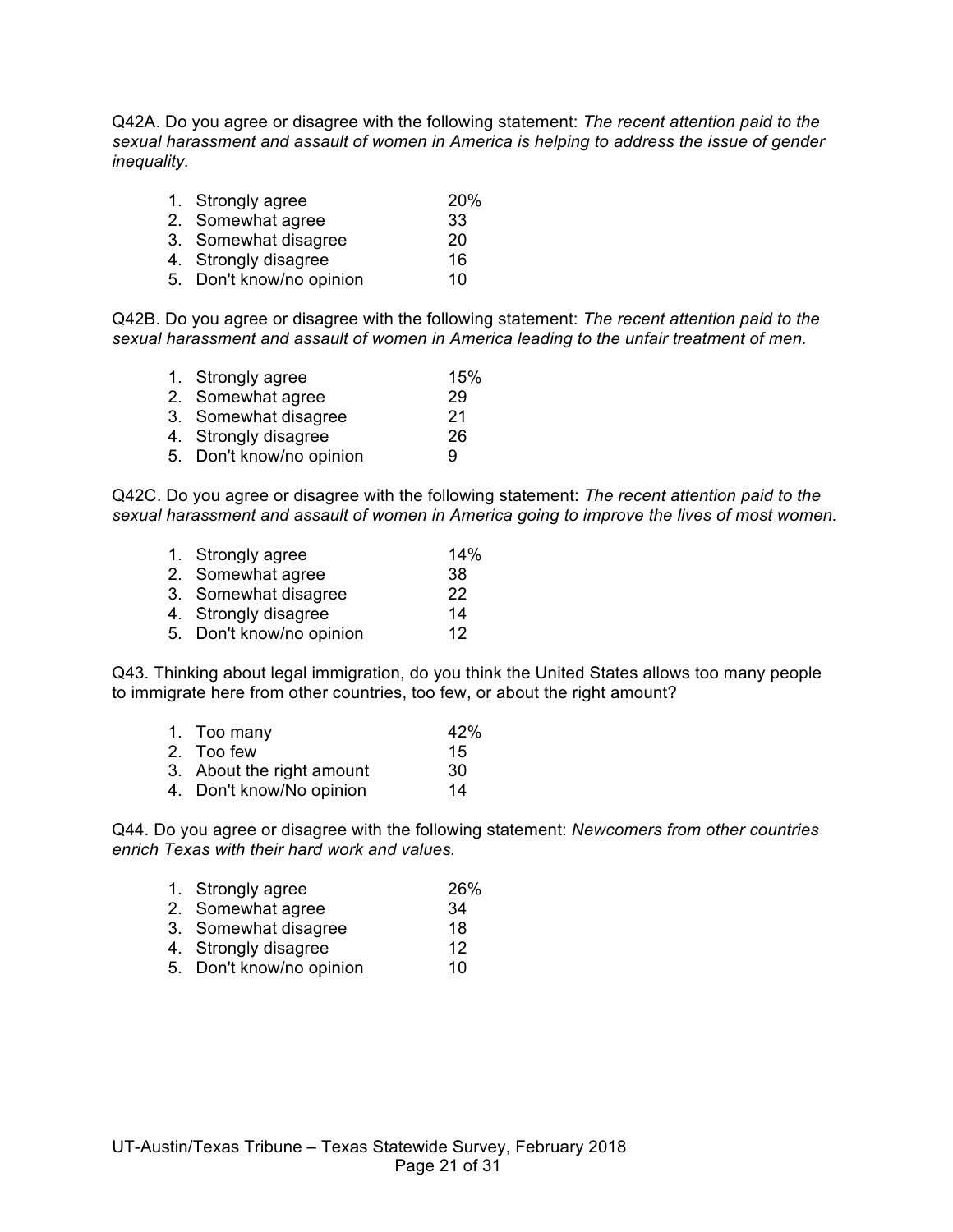Q42A. Do you agree or disagree with the following statement: *The recent attention paid to the sexual harassment and assault of women in America is helping to address the issue of gender inequality.*

| | |
|---|---|
| 1. Strongly agree | 20% |
| 2. Somewhat agree | 33 |
| 3. Somewhat disagree | 20 |
| 4. Strongly disagree | 16 |
| 5. Don't know/no opinion | 10 |

Q42B. Do you agree or disagree with the following statement: *The recent attention paid to the sexual harassment and assault of women in America leading to the unfair treatment of men.*

| | |
|---|---|
| 1. Strongly agree | 15% |
| 2. Somewhat agree | 29 |
| 3. Somewhat disagree | 21 |
| 4. Strongly disagree | 26 |
| 5. Don't know/no opinion | 9 |

Q42C. Do you agree or disagree with the following statement: *The recent attention paid to the sexual harassment and assault of women in America going to improve the lives of most women.*

| | |
|---|---|
| 1. Strongly agree | 14% |
| 2. Somewhat agree | 38 |
| 3. Somewhat disagree | 22 |
| 4. Strongly disagree | 14 |
| 5. Don't know/no opinion | 12 |

Q43. Thinking about legal immigration, do you think the United States allows too many people to immigrate here from other countries, too few, or about the right amount?

| | |
|---|---|
| 1. Too many | 42% |
| 2. Too few | 15 |
| 3. About the right amount | 30 |
| 4. Don't know/No opinion | 14 |

Q44. Do you agree or disagree with the following statement: *Newcomers from other countries enrich Texas with their hard work and values.*

| | |
|---|---|
| 1. Strongly agree | 26% |
| 2. Somewhat agree | 34 |
| 3. Somewhat disagree | 18 |
| 4. Strongly disagree | 12 |
| 5. Don't know/no opinion | 10 |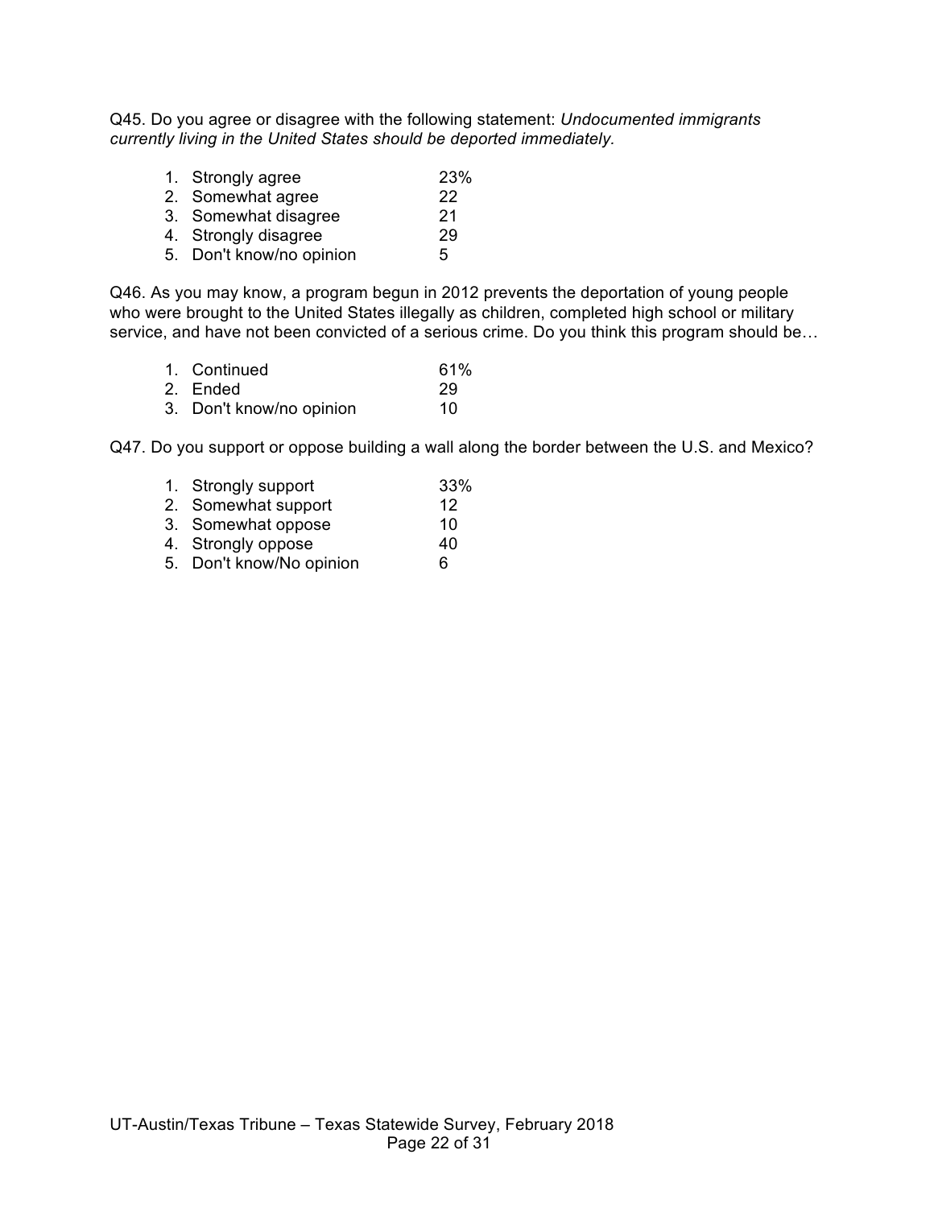Q45. Do you agree or disagree with the following statement: *Undocumented immigrants currently living in the United States should be deported immediately.*

| | |
|---|---|
| 1. Strongly agree | 23% |
| 2. Somewhat agree | 22 |
| 3. Somewhat disagree | 21 |
| 4. Strongly disagree | 29 |
| 5. Don't know/no opinion | 5 |

Q46. As you may know, a program begun in 2012 prevents the deportation of young people who were brought to the United States illegally as children, completed high school or military service, and have not been convicted of a serious crime. Do you think this program should be…

| | |
|---|---|
| 1. Continued | 61% |
| 2. Ended | 29 |
| 3. Don't know/no opinion | 10 |

Q47. Do you support or oppose building a wall along the border between the U.S. and Mexico?

| | |
|---|---|
| 1. Strongly support | 33% |
| 2. Somewhat support | 12 |
| 3. Somewhat oppose | 10 |
| 4. Strongly oppose | 40 |
| 5. Don't know/No opinion | 6 |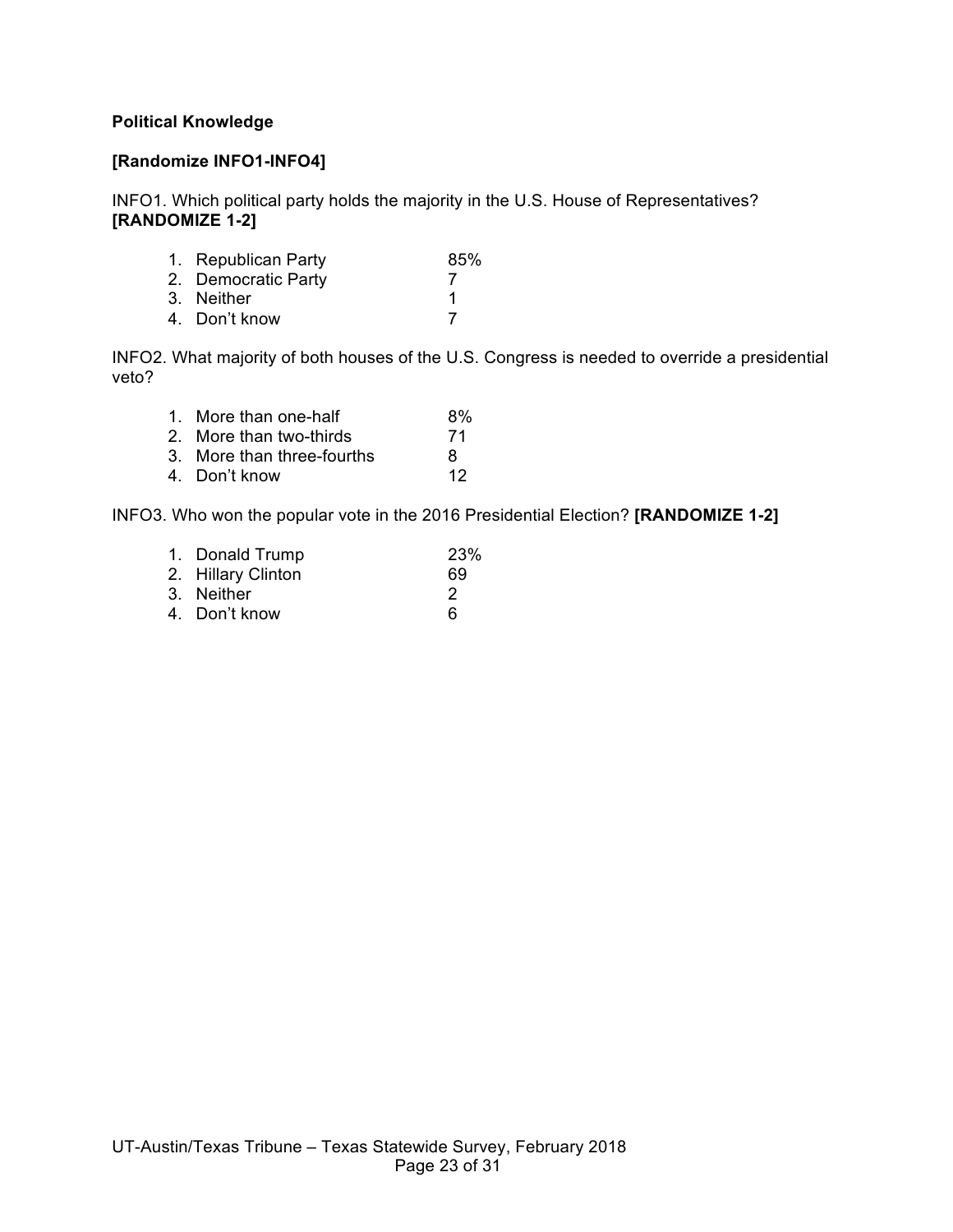**Political Knowledge**

**[Randomize INFO1-INFO4]**

INFO1. Which political party holds the majority in the U.S. House of Representatives? **[RANDOMIZE 1-2]**

| | |
|---|---|
| 1. Republican Party | 85% |
| 2. Democratic Party | 7 |
| 3. Neither | 1 |
| 4. Don't know | 7 |

INFO2. What majority of both houses of the U.S. Congress is needed to override a presidential veto?

| | |
|---|---|
| 1. More than one-half | 8% |
| 2. More than two-thirds | 71 |
| 3. More than three-fourths | 8 |
| 4. Don't know | 12 |

INFO3. Who won the popular vote in the 2016 Presidential Election? **[RANDOMIZE 1-2]**

| | |
|---|---|
| 1. Donald Trump | 23% |
| 2. Hillary Clinton | 69 |
| 3. Neither | 2 |
| 4. Don't know | 6 |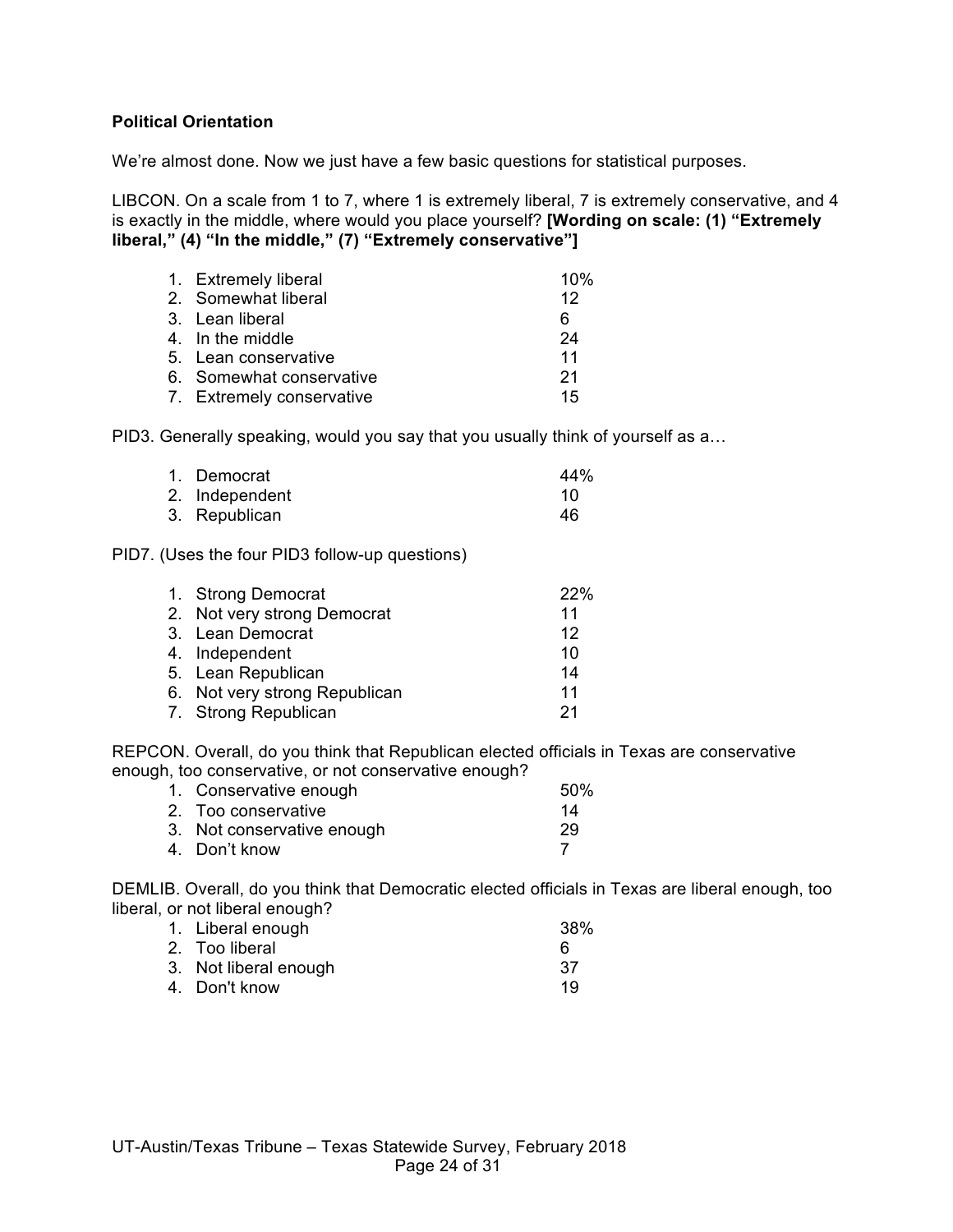**Political Orientation**

We're almost done. Now we just have a few basic questions for statistical purposes.

LIBCON. On a scale from 1 to 7, where 1 is extremely liberal, 7 is extremely conservative, and 4 is exactly in the middle, where would you place yourself? **[Wording on scale: (1) "Extremely liberal," (4) "In the middle," (7) "Extremely conservative"]**

| | |
|---|---|
| 1. Extremely liberal | 10% |
| 2. Somewhat liberal | 12 |
| 3. Lean liberal | 6 |
| 4. In the middle | 24 |
| 5. Lean conservative | 11 |
| 6. Somewhat conservative | 21 |
| 7. Extremely conservative | 15 |

PID3. Generally speaking, would you say that you usually think of yourself as a…

| | |
|---|---|
| 1. Democrat | 44% |
| 2. Independent | 10 |
| 3. Republican | 46 |

PID7. (Uses the four PID3 follow-up questions)

| | |
|---|---|
| 1. Strong Democrat | 22% |
| 2. Not very strong Democrat | 11 |
| 3. Lean Democrat | 12 |
| 4. Independent | 10 |
| 5. Lean Republican | 14 |
| 6. Not very strong Republican | 11 |
| 7. Strong Republican | 21 |

REPCON. Overall, do you think that Republican elected officials in Texas are conservative enough, too conservative, or not conservative enough?

| | |
|---|---|
| 1. Conservative enough | 50% |
| 2. Too conservative | 14 |
| 3. Not conservative enough | 29 |
| 4. Don't know | 7 |

DEMLIB. Overall, do you think that Democratic elected officials in Texas are liberal enough, too liberal, or not liberal enough?

| | |
|---|---|
| 1. Liberal enough | 38% |
| 2. Too liberal | 6 |
| 3. Not liberal enough | 37 |
| 4. Don't know | 19 |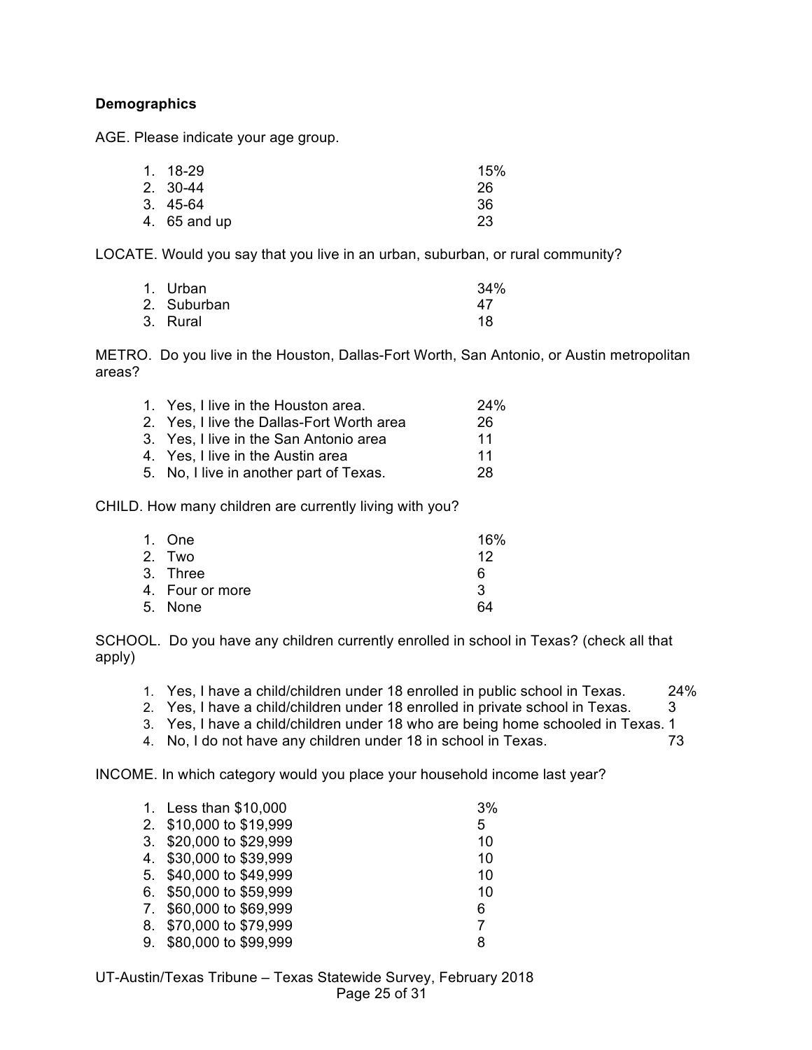**Demographics**

AGE. Please indicate your age group.

1. 18-29 15%
2. 30-44 26
3. 45-64 36
4. 65 and up 23

LOCATE. Would you say that you live in an urban, suburban, or rural community?

1. Urban 34%
2. Suburban 47
3. Rural 18

METRO. Do you live in the Houston, Dallas-Fort Worth, San Antonio, or Austin metropolitan areas?

1. Yes, I live in the Houston area. 24%
2. Yes, I live the Dallas-Fort Worth area 26
3. Yes, I live in the San Antonio area 11
4. Yes, I live in the Austin area 11
5. No, I live in another part of Texas. 28

CHILD. How many children are currently living with you?

1. One 16%
2. Two 12
3. Three 6
4. Four or more 3
5. None 64

SCHOOL. Do you have any children currently enrolled in school in Texas? (check all that apply)

1. Yes, I have a child/children under 18 enrolled in public school in Texas. 24%
2. Yes, I have a child/children under 18 enrolled in private school in Texas. 3
3. Yes, I have a child/children under 18 who are being home schooled in Texas. 1
4. No, I do not have any children under 18 in school in Texas. 73

INCOME. In which category would you place your household income last year?

1. Less than $10,000 3%
2. $10,000 to $19,999 5
3. $20,000 to $29,999 10
4. $30,000 to $39,999 10
5. $40,000 to $49,999 10
6. $50,000 to $59,999 10
7. $60,000 to $69,999 6
8. $70,000 to $79,999 7
9. $80,000 to $99,999 8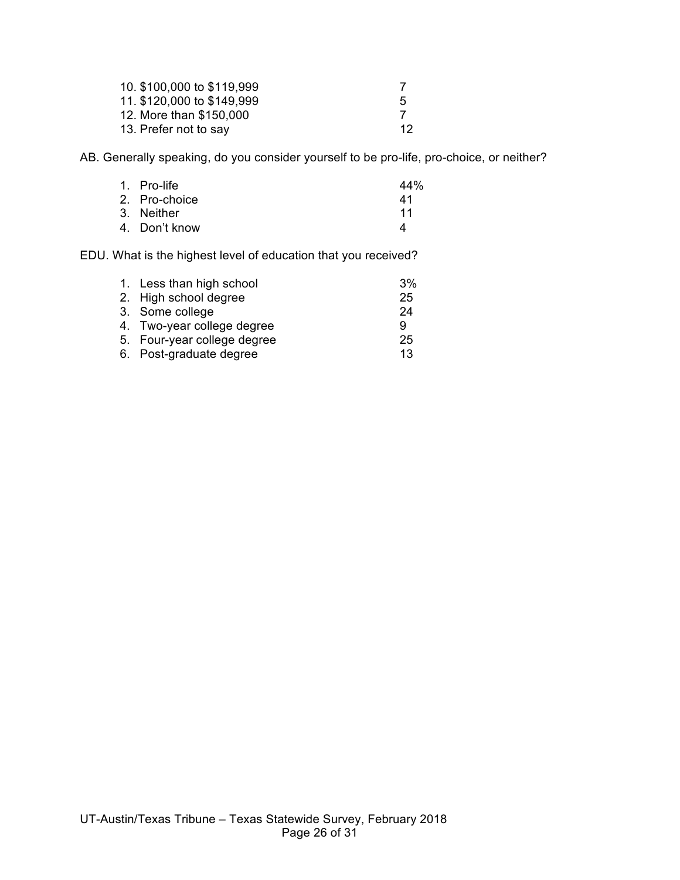| | |
|---|---|
| 10. $100,000 to $119,999 | 7 |
| 11. $120,000 to $149,999 | 5 |
| 12. More than $150,000 | 7 |
| 13. Prefer not to say | 12 |

AB. Generally speaking, do you consider yourself to be pro-life, pro-choice, or neither?

| | |
|---|---|
| 1. Pro-life | 44% |
| 2. Pro-choice | 41 |
| 3. Neither | 11 |
| 4. Don't know | 4 |

EDU. What is the highest level of education that you received?

| | |
|---|---|
| 1. Less than high school | 3% |
| 2. High school degree | 25 |
| 3. Some college | 24 |
| 4. Two-year college degree | 9 |
| 5. Four-year college degree | 25 |
| 6. Post-graduate degree | 13 |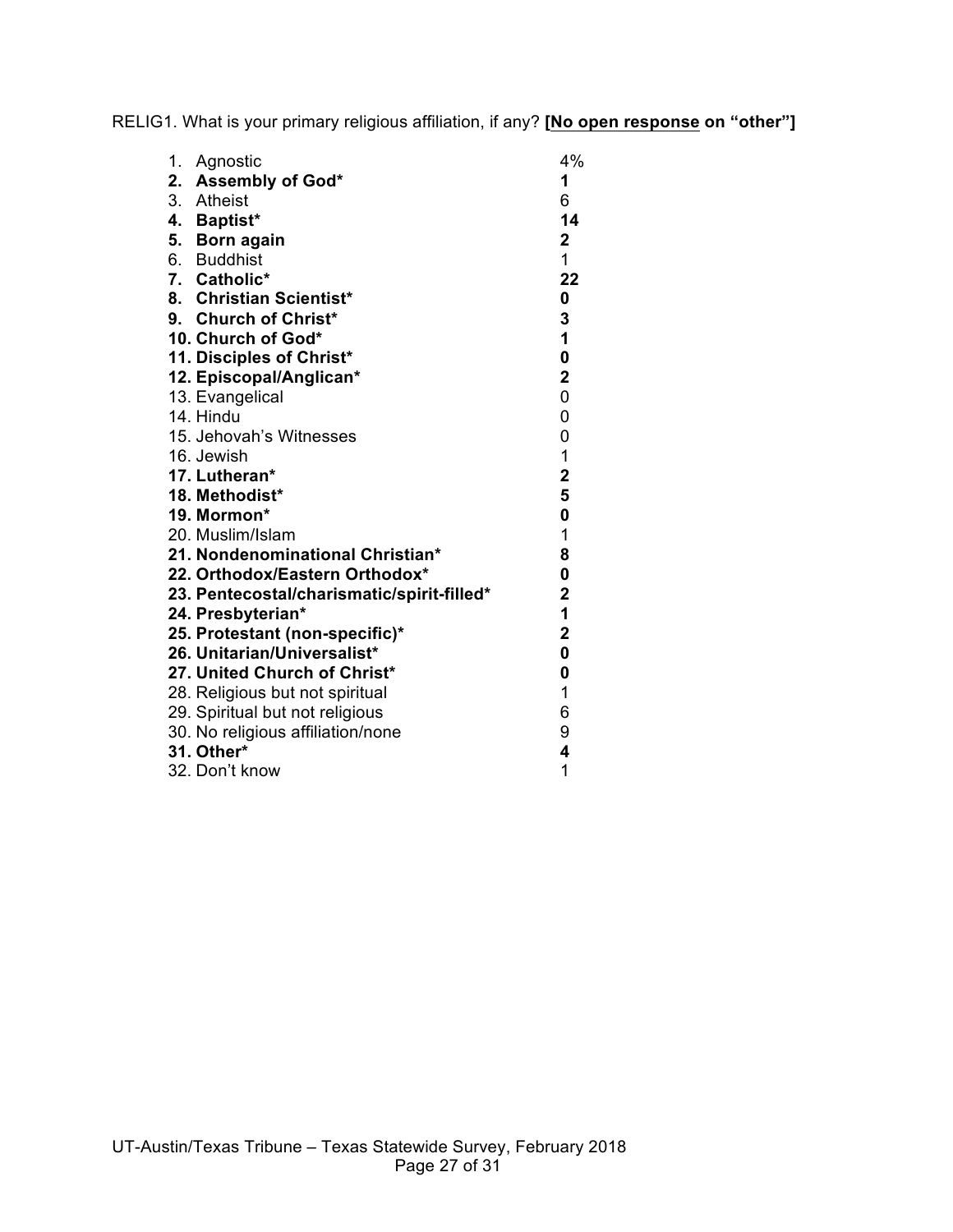RELIG1. What is your primary religious affiliation, if any? **[<u>No open response</u> on "other"]**

| | |
|---|---|
| 1. Agnostic | 4% |
| **2. Assembly of God*** | **1** |
| 3. Atheist | 6 |
| **4. Baptist*** | **14** |
| **5. Born again** | **2** |
| 6. Buddhist | 1 |
| **7. Catholic*** | **22** |
| **8. Christian Scientist*** | **0** |
| **9. Church of Christ*** | **3** |
| **10. Church of God*** | **1** |
| **11. Disciples of Christ*** | **0** |
| **12. Episcopal/Anglican*** | **2** |
| 13. Evangelical | 0 |
| 14. Hindu | 0 |
| 15. Jehovah's Witnesses | 0 |
| 16. Jewish | 1 |
| **17. Lutheran*** | **2** |
| **18. Methodist*** | **5** |
| **19. Mormon*** | **0** |
| 20. Muslim/Islam | 1 |
| **21. Nondenominational Christian*** | **8** |
| **22. Orthodox/Eastern Orthodox*** | **0** |
| **23. Pentecostal/charismatic/spirit-filled*** | **2** |
| **24. Presbyterian*** | **1** |
| **25. Protestant (non-specific)*** | **2** |
| **26. Unitarian/Universalist*** | **0** |
| **27. United Church of Christ*** | **0** |
| 28. Religious but not spiritual | 1 |
| 29. Spiritual but not religious | 6 |
| 30. No religious affiliation/none | 9 |
| **31. Other*** | **4** |
| 32. Don't know | 1 |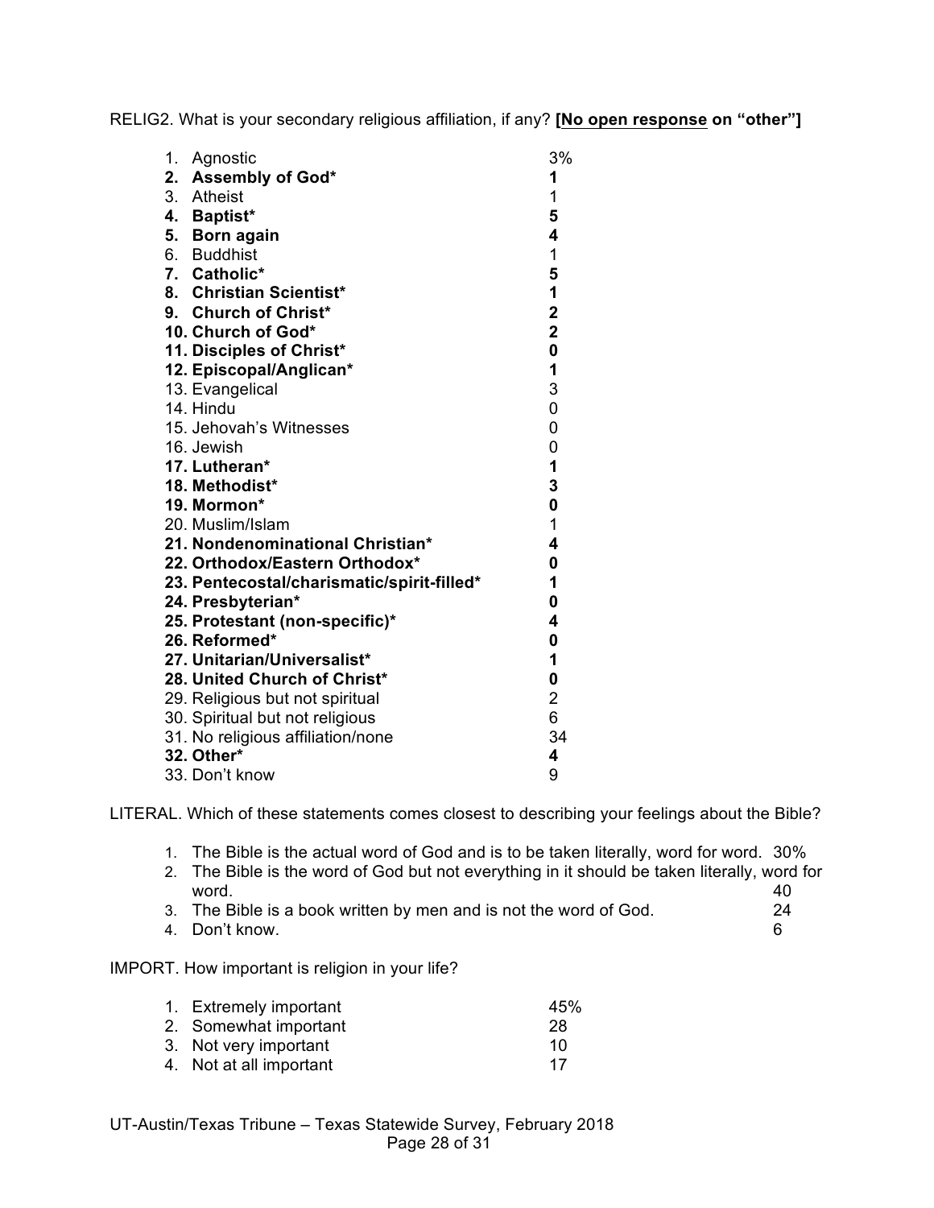RELIG2. What is your secondary religious affiliation, if any? **[<u>No open response</u> on "other"]**

| | |
|---|---|
| 1. Agnostic | 3% |
| **2. Assembly of God*** | **1** |
| 3. Atheist | 1 |
| **4. Baptist*** | **5** |
| **5. Born again** | **4** |
| 6. Buddhist | 1 |
| **7. Catholic*** | **5** |
| **8. Christian Scientist*** | **1** |
| **9. Church of Christ*** | **2** |
| **10. Church of God*** | **2** |
| **11. Disciples of Christ*** | **0** |
| **12. Episcopal/Anglican*** | **1** |
| 13. Evangelical | 3 |
| 14. Hindu | 0 |
| 15. Jehovah's Witnesses | 0 |
| 16. Jewish | 0 |
| **17. Lutheran*** | **1** |
| **18. Methodist*** | **3** |
| **19. Mormon*** | **0** |
| 20. Muslim/Islam | 1 |
| **21. Nondenominational Christian*** | **4** |
| **22. Orthodox/Eastern Orthodox*** | **0** |
| **23. Pentecostal/charismatic/spirit-filled*** | **1** |
| **24. Presbyterian*** | **0** |
| **25. Protestant (non-specific)*** | **4** |
| **26. Reformed*** | **0** |
| **27. Unitarian/Universalist*** | **1** |
| **28. United Church of Christ*** | **0** |
| 29. Religious but not spiritual | 2 |
| 30. Spiritual but not religious | 6 |
| 31. No religious affiliation/none | 34 |
| **32. Other*** | **4** |
| 33. Don't know | 9 |

LITERAL. Which of these statements comes closest to describing your feelings about the Bible?

| | |
|---|---|
| 1. The Bible is the actual word of God and is to be taken literally, word for word. | 30% |
| 2. The Bible is the word of God but not everything in it should be taken literally, word for word. | 40 |
| 3. The Bible is a book written by men and is not the word of God. | 24 |
| 4. Don't know. | 6 |

IMPORT. How important is religion in your life?

| | |
|---|---|
| 1. Extremely important | 45% |
| 2. Somewhat important | 28 |
| 3. Not very important | 10 |
| 4. Not at all important | 17 |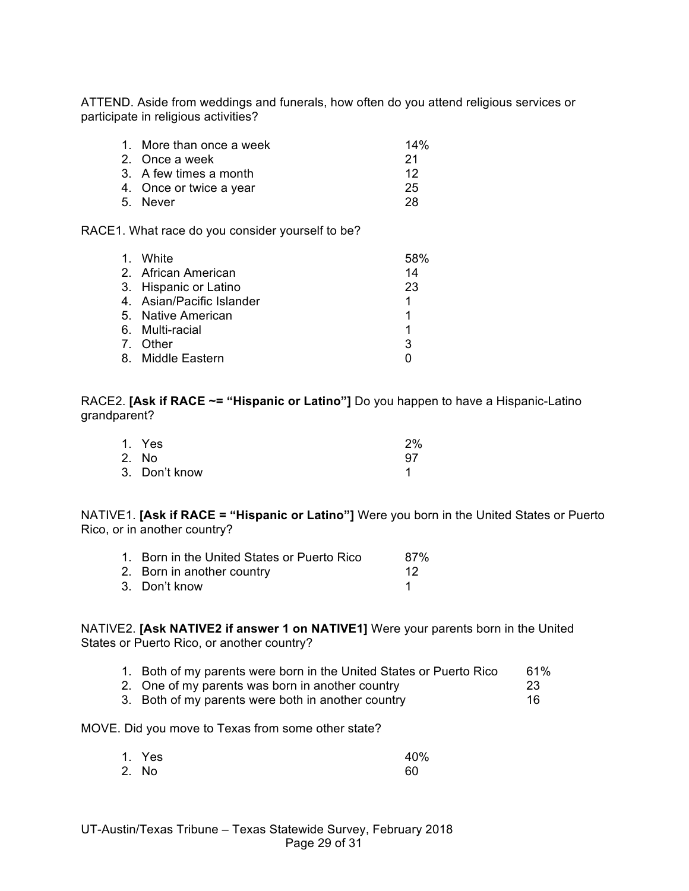ATTEND. Aside from weddings and funerals, how often do you attend religious services or participate in religious activities?

| | |
|---|---|
| 1. More than once a week | 14% |
| 2. Once a week | 21 |
| 3. A few times a month | 12 |
| 4. Once or twice a year | 25 |
| 5. Never | 28 |

RACE1. What race do you consider yourself to be?

| | |
|---|---|
| 1. White | 58% |
| 2. African American | 14 |
| 3. Hispanic or Latino | 23 |
| 4. Asian/Pacific Islander | 1 |
| 5. Native American | 1 |
| 6. Multi-racial | 1 |
| 7. Other | 3 |
| 8. Middle Eastern | 0 |

RACE2. **[Ask if RACE ~= "Hispanic or Latino"]** Do you happen to have a Hispanic-Latino grandparent?

| | |
|---|---|
| 1. Yes | 2% |
| 2. No | 97 |
| 3. Don't know | 1 |

NATIVE1. **[Ask if RACE = "Hispanic or Latino"]** Were you born in the United States or Puerto Rico, or in another country?

| | |
|---|---|
| 1. Born in the United States or Puerto Rico | 87% |
| 2. Born in another country | 12 |
| 3. Don't know | 1 |

NATIVE2. **[Ask NATIVE2 if answer 1 on NATIVE1]** Were your parents born in the United States or Puerto Rico, or another country?

| | |
|---|---|
| 1. Both of my parents were born in the United States or Puerto Rico | 61% |
| 2. One of my parents was born in another country | 23 |
| 3. Both of my parents were both in another country | 16 |

MOVE. Did you move to Texas from some other state?

| | |
|---|---|
| 1. Yes | 40% |
| 2. No | 60 |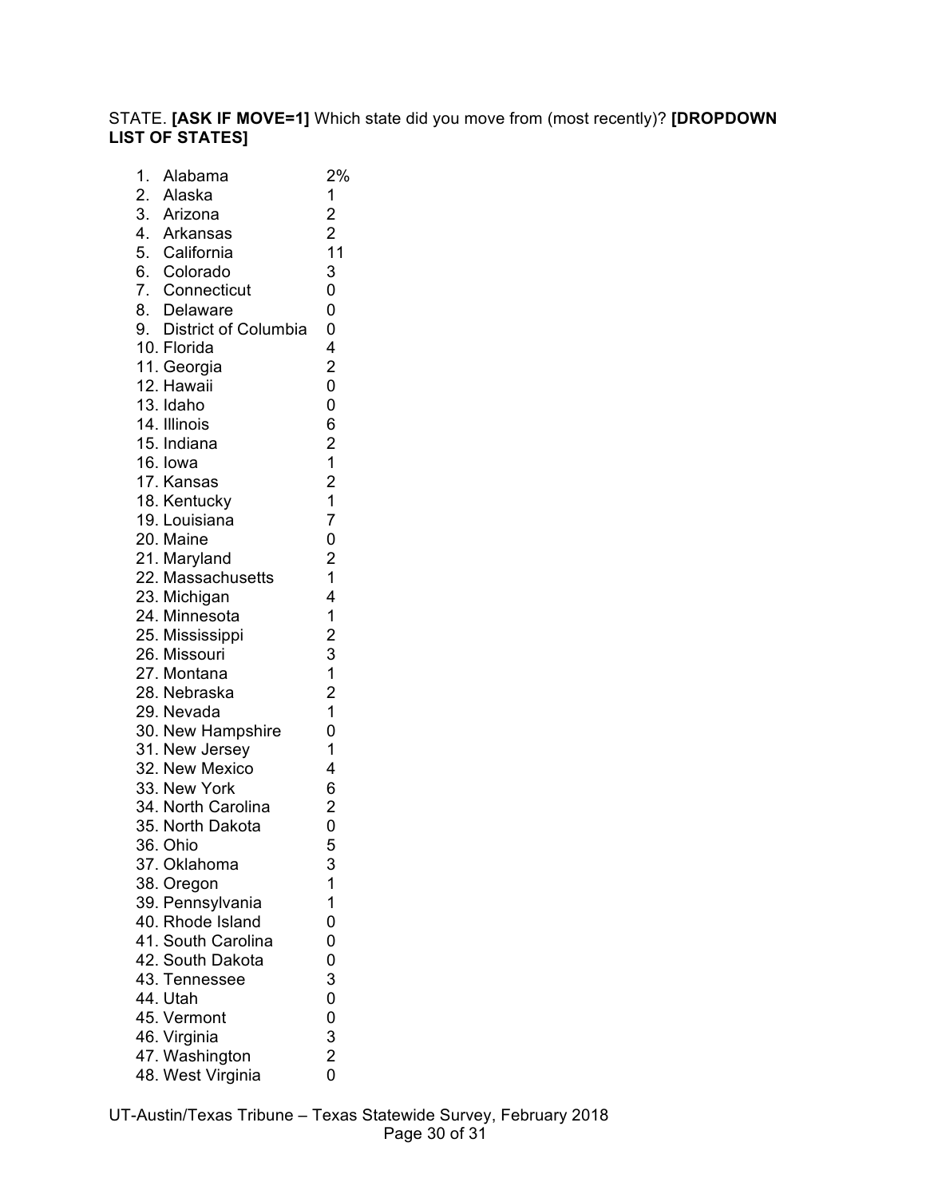STATE. **[ASK IF MOVE=1]** Which state did you move from (most recently)? **[DROPDOWN LIST OF STATES]**

| | |
|---|---|
| 1. Alabama | 2% |
| 2. Alaska | 1 |
| 3. Arizona | 2 |
| 4. Arkansas | 2 |
| 5. California | 11 |
| 6. Colorado | 3 |
| 7. Connecticut | 0 |
| 8. Delaware | 0 |
| 9. District of Columbia | 0 |
| 10. Florida | 4 |
| 11. Georgia | 2 |
| 12. Hawaii | 0 |
| 13. Idaho | 0 |
| 14. Illinois | 6 |
| 15. Indiana | 2 |
| 16. Iowa | 1 |
| 17. Kansas | 2 |
| 18. Kentucky | 1 |
| 19. Louisiana | 7 |
| 20. Maine | 0 |
| 21. Maryland | 2 |
| 22. Massachusetts | 1 |
| 23. Michigan | 4 |
| 24. Minnesota | 1 |
| 25. Mississippi | 2 |
| 26. Missouri | 3 |
| 27. Montana | 1 |
| 28. Nebraska | 2 |
| 29. Nevada | 1 |
| 30. New Hampshire | 0 |
| 31. New Jersey | 1 |
| 32. New Mexico | 4 |
| 33. New York | 6 |
| 34. North Carolina | 2 |
| 35. North Dakota | 0 |
| 36. Ohio | 5 |
| 37. Oklahoma | 3 |
| 38. Oregon | 1 |
| 39. Pennsylvania | 1 |
| 40. Rhode Island | 0 |
| 41. South Carolina | 0 |
| 42. South Dakota | 0 |
| 43. Tennessee | 3 |
| 44. Utah | 0 |
| 45. Vermont | 0 |
| 46. Virginia | 3 |
| 47. Washington | 2 |
| 48. West Virginia | 0 |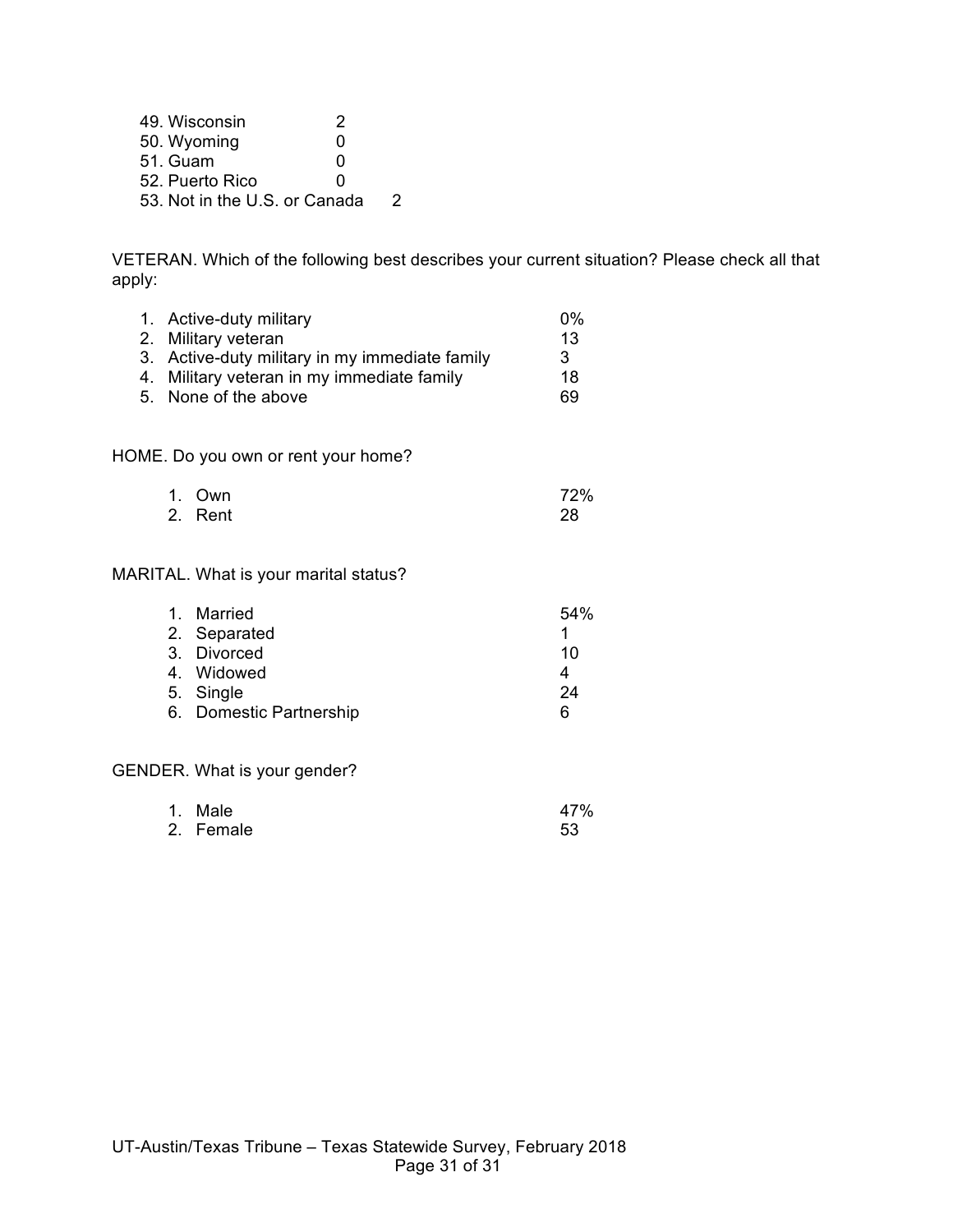| | |
|---|---|
| 49. Wisconsin | 2 |
| 50. Wyoming | 0 |
| 51. Guam | 0 |
| 52. Puerto Rico | 0 |
| 53. Not in the U.S. or Canada | 2 |

VETERAN. Which of the following best describes your current situation? Please check all that apply:

| | |
|---|---|
| 1. Active-duty military | 0% |
| 2. Military veteran | 13 |
| 3. Active-duty military in my immediate family | 3 |
| 4. Military veteran in my immediate family | 18 |
| 5. None of the above | 69 |

HOME. Do you own or rent your home?

| | |
|---|---|
| 1. Own | 72% |
| 2. Rent | 28 |

MARITAL. What is your marital status?

| | |
|---|---|
| 1. Married | 54% |
| 2. Separated | 1 |
| 3. Divorced | 10 |
| 4. Widowed | 4 |
| 5. Single | 24 |
| 6. Domestic Partnership | 6 |

GENDER. What is your gender?

| | |
|---|---|
| 1. Male | 47% |
| 2. Female | 53 |